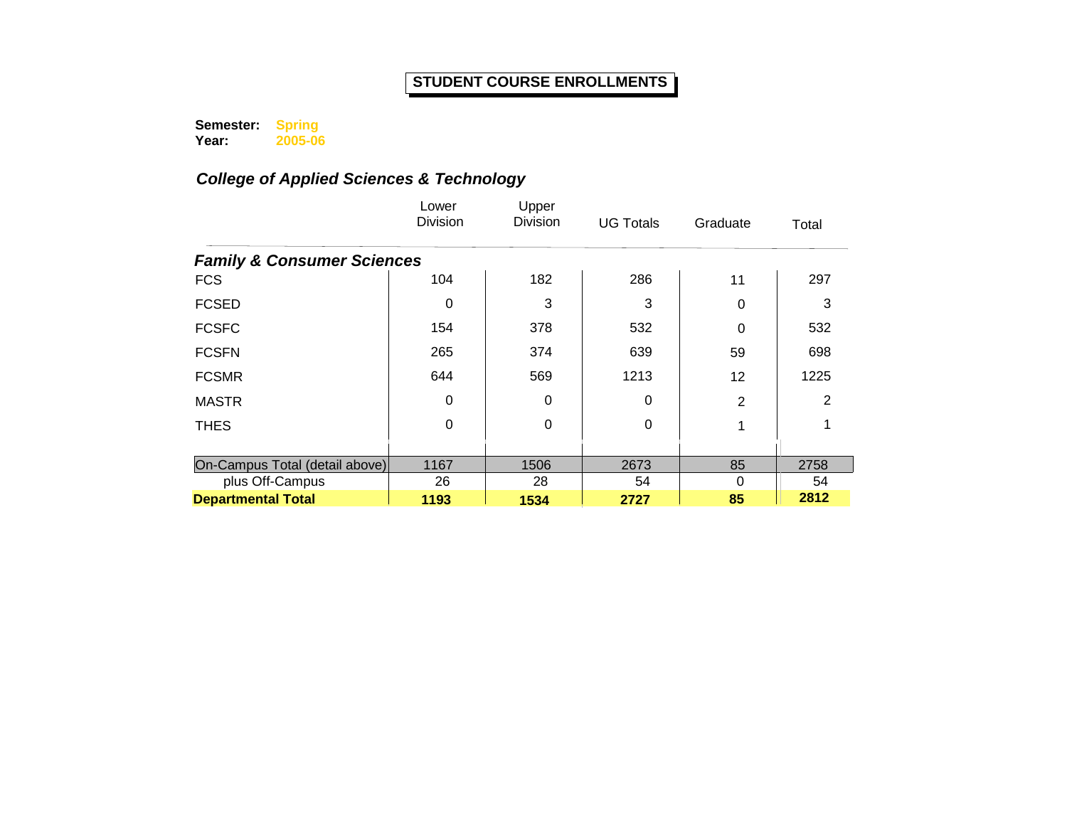# STUDENT COURSE ENROLLMENTS

**Semester:** Spring
**Year:** 2005-06

## *College of Applied Sciences & Technology*

| | Lower Division | Upper Division | UG Totals | Graduate | Total |
|---|---|---|---|---|---|
| ***Family & Consumer Sciences*** | | | | | |
| FCS | 104 | 182 | 286 | 11 | 297 |
| FCSED | 0 | 3 | 3 | 0 | 3 |
| FCSFC | 154 | 378 | 532 | 0 | 532 |
| FCSFN | 265 | 374 | 639 | 59 | 698 |
| FCSMR | 644 | 569 | 1213 | 12 | 1225 |
| MASTR | 0 | 0 | 0 | 2 | 2 |
| THES | 0 | 0 | 0 | 1 | 1 |
| On-Campus Total (detail above) | 1167 | 1506 | 2673 | 85 | 2758 |
| plus Off-Campus | 26 | 28 | 54 | 0 | 54 |
| **Departmental Total** | **1193** | **1534** | **2727** | **85** | **2812** |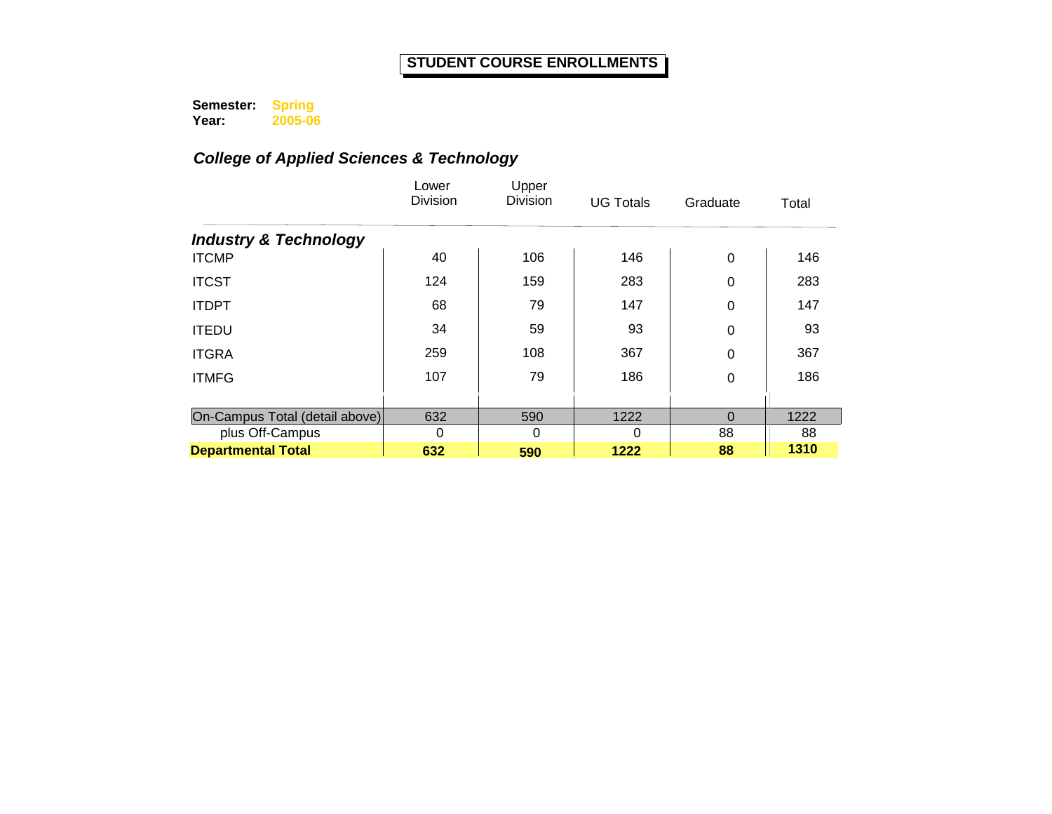# STUDENT COURSE ENROLLMENTS

**Semester:** **Spring**
**Year:** **2005-06**

## *College of Applied Sciences & Technology*

| | Lower Division | Upper Division | UG Totals | Graduate | Total |
|---|---|---|---|---|---|
| ***Industry & Technology*** | | | | | |
| ITCMP | 40 | 106 | 146 | 0 | 146 |
| ITCST | 124 | 159 | 283 | 0 | 283 |
| ITDPT | 68 | 79 | 147 | 0 | 147 |
| ITEDU | 34 | 59 | 93 | 0 | 93 |
| ITGRA | 259 | 108 | 367 | 0 | 367 |
| ITMFG | 107 | 79 | 186 | 0 | 186 |
| On-Campus Total (detail above) | 632 | 590 | 1222 | 0 | 1222 |
| plus Off-Campus | 0 | 0 | 0 | 88 | 88 |
| **Departmental Total** | **632** | **590** | **1222** | **88** | **1310** |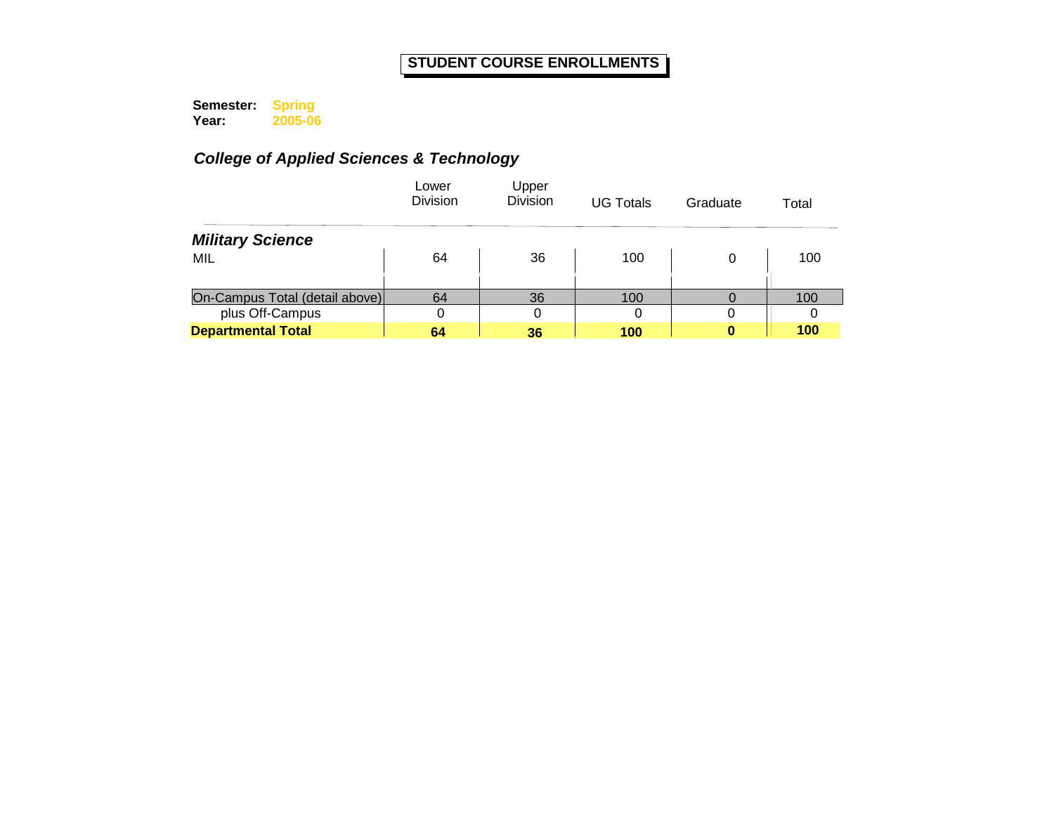# STUDENT COURSE ENROLLMENTS

**Semester:** **Spring**
**Year:** **2005-06**

## *College of Applied Sciences & Technology*

| | Lower Division | Upper Division | UG Totals | Graduate | Total |
|---|---|---|---|---|---|
| ***Military Science*** | | | | | |
| MIL | 64 | 36 | 100 | 0 | 100 |
| On-Campus Total (detail above) | 64 | 36 | 100 | 0 | 100 |
| plus Off-Campus | 0 | 0 | 0 | 0 | 0 |
| **Departmental Total** | **64** | **36** | **100** | **0** | **100** |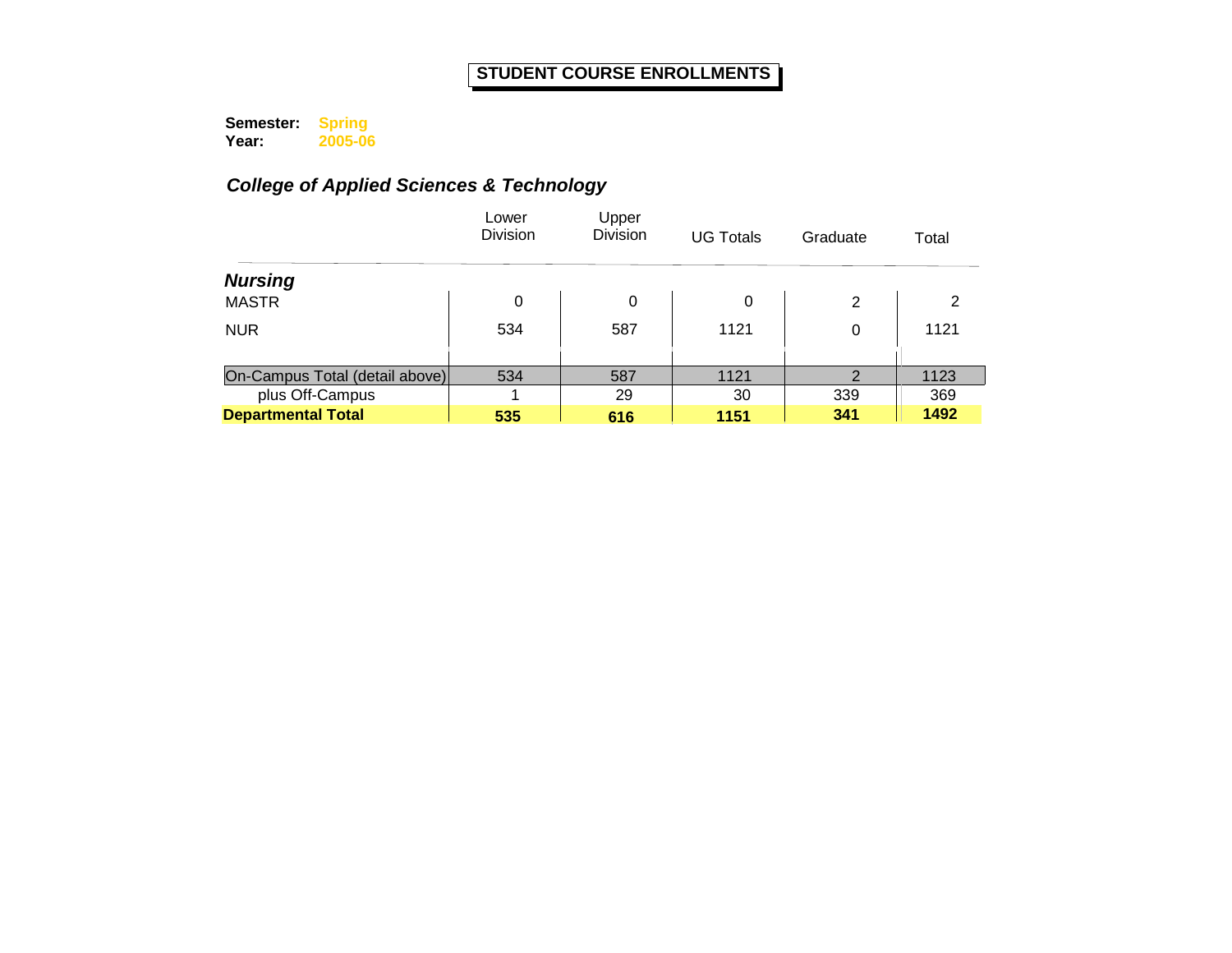# STUDENT COURSE ENROLLMENTS

**Semester:** **Spring**
**Year:** **2005-06**

## *College of Applied Sciences & Technology*

| | Lower Division | Upper Division | UG Totals | Graduate | Total |
|---|---|---|---|---|---|
| ***Nursing*** | | | | | |
| MASTR | 0 | 0 | 0 | 2 | 2 |
| NUR | 534 | 587 | 1121 | 0 | 1121 |
| On-Campus Total (detail above) | 534 | 587 | 1121 | 2 | 1123 |
| plus Off-Campus | 1 | 29 | 30 | 339 | 369 |
| **Departmental Total** | **535** | **616** | **1151** | **341** | **1492** |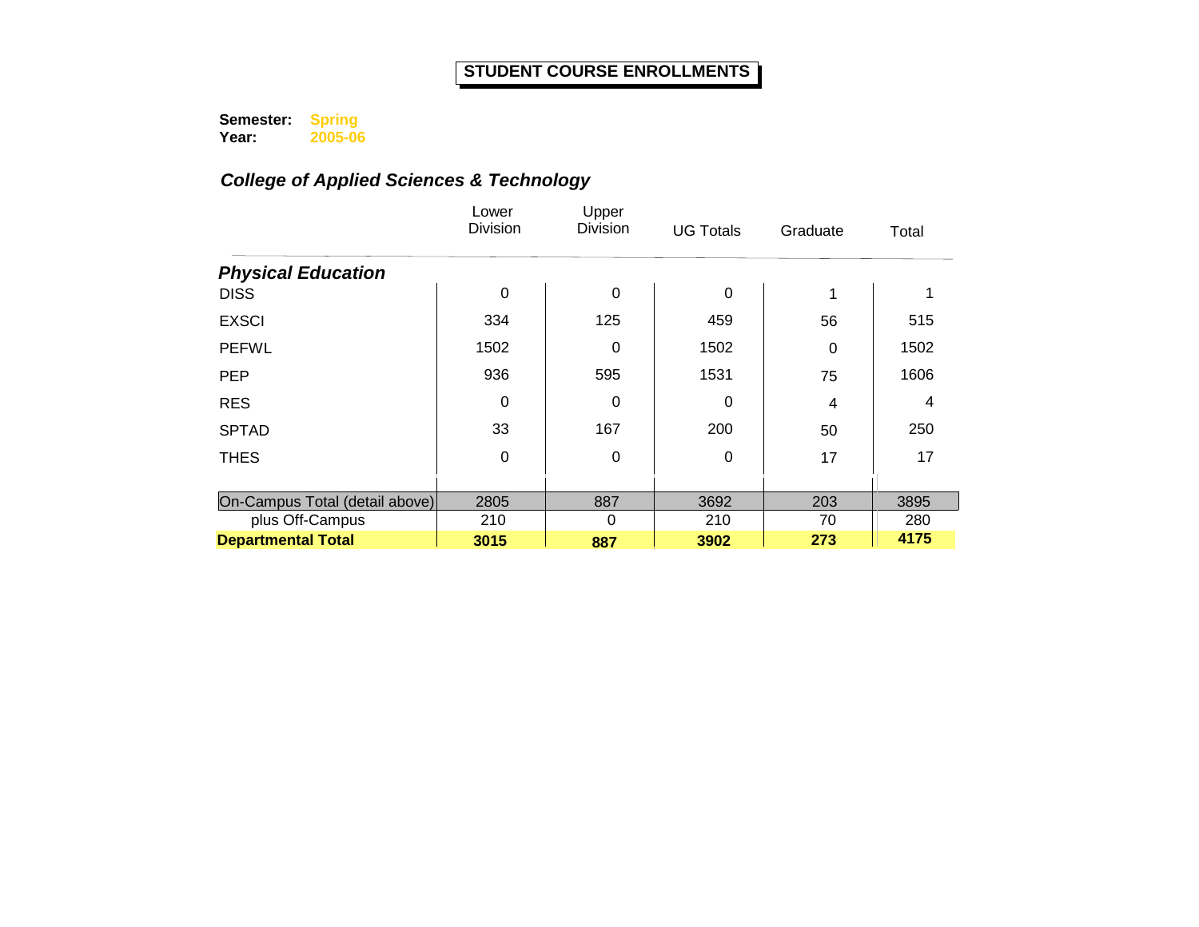# STUDENT COURSE ENROLLMENTS

**Semester:** **Spring**
**Year:** **2005-06**

## *College of Applied Sciences & Technology*

| | Lower Division | Upper Division | UG Totals | Graduate | Total |
|---|---|---|---|---|---|
| ***Physical Education*** | | | | | |
| DISS | 0 | 0 | 0 | 1 | 1 |
| EXSCI | 334 | 125 | 459 | 56 | 515 |
| PEFWL | 1502 | 0 | 1502 | 0 | 1502 |
| PEP | 936 | 595 | 1531 | 75 | 1606 |
| RES | 0 | 0 | 0 | 4 | 4 |
| SPTAD | 33 | 167 | 200 | 50 | 250 |
| THES | 0 | 0 | 0 | 17 | 17 |
| On-Campus Total (detail above) | 2805 | 887 | 3692 | 203 | 3895 |
| plus Off-Campus | 210 | 0 | 210 | 70 | 280 |
| **Departmental Total** | **3015** | **887** | **3902** | **273** | **4175** |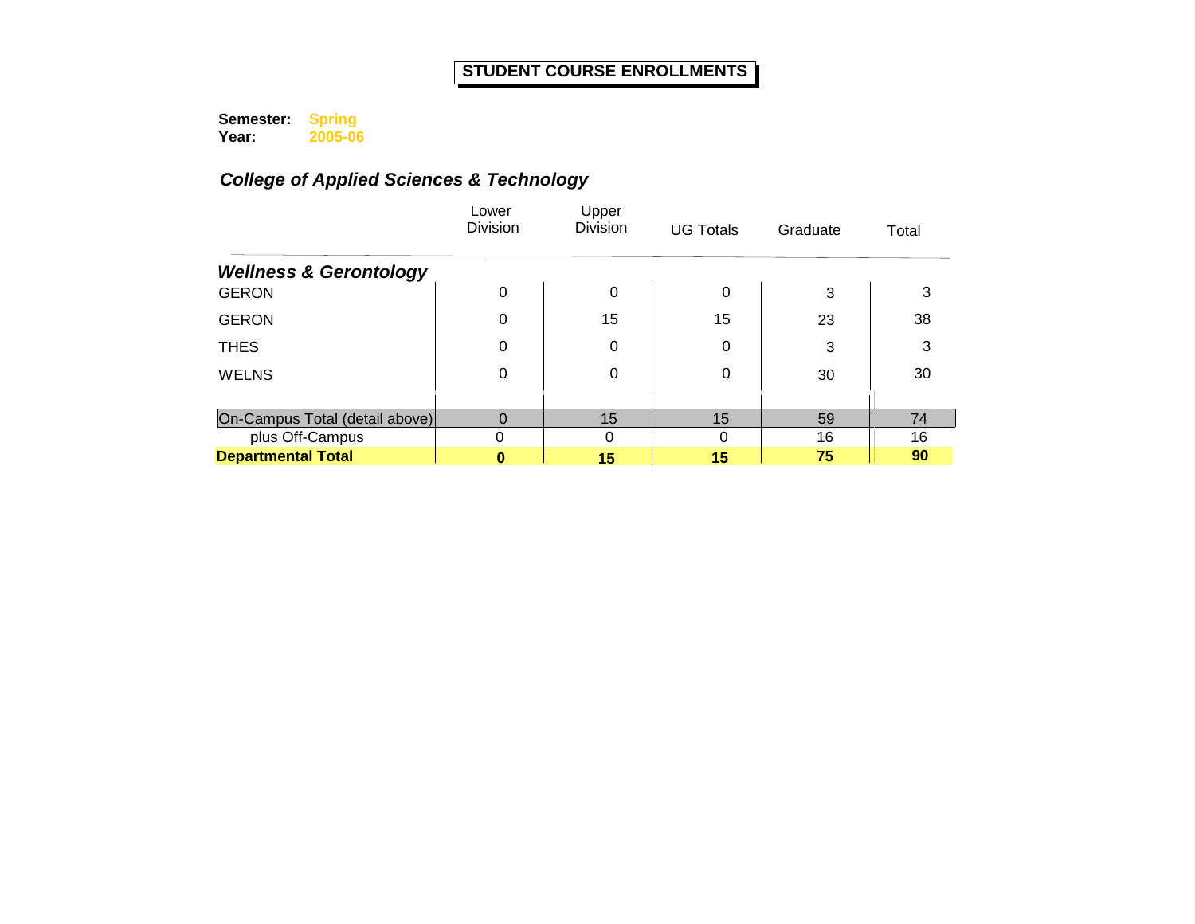# STUDENT COURSE ENROLLMENTS

**Semester:** Spring
**Year:** 2005-06

## *College of Applied Sciences & Technology*

| | Lower Division | Upper Division | UG Totals | Graduate | Total |
|---|---|---|---|---|---|
| ***Wellness & Gerontology*** | | | | | |
| GERON | 0 | 0 | 0 | 3 | 3 |
| GERON | 0 | 15 | 15 | 23 | 38 |
| THES | 0 | 0 | 0 | 3 | 3 |
| WELNS | 0 | 0 | 0 | 30 | 30 |
| On-Campus Total (detail above) | 0 | 15 | 15 | 59 | 74 |
| plus Off-Campus | 0 | 0 | 0 | 16 | 16 |
| **Departmental Total** | **0** | **15** | **15** | **75** | **90** |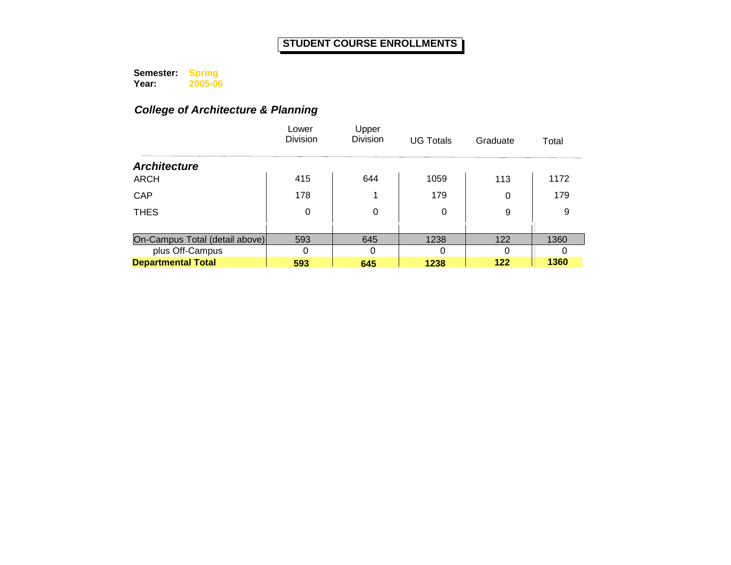# STUDENT COURSE ENROLLMENTS

**Semester:** **Spring**
**Year:** **2005-06**

## *College of Architecture & Planning*

| | Lower Division | Upper Division | UG Totals | Graduate | Total |
|---|---|---|---|---|---|
| ***Architecture*** | | | | | |
| ARCH | 415 | 644 | 1059 | 113 | 1172 |
| CAP | 178 | 1 | 179 | 0 | 179 |
| THES | 0 | 0 | 0 | 9 | 9 |
| On-Campus Total (detail above) | 593 | 645 | 1238 | 122 | 1360 |
| plus Off-Campus | 0 | 0 | 0 | 0 | 0 |
| **Departmental Total** | **593** | **645** | **1238** | **122** | **1360** |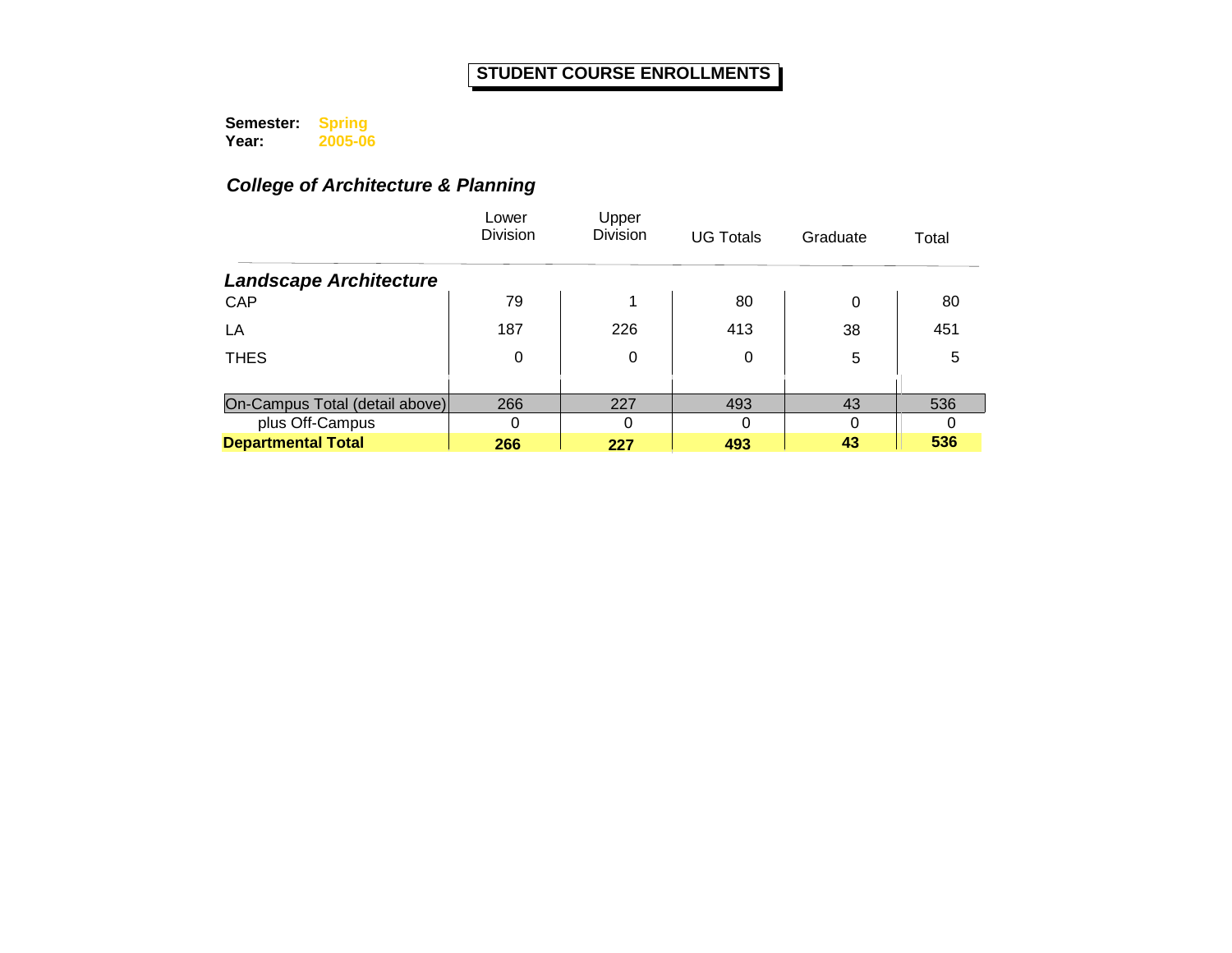# STUDENT COURSE ENROLLMENTS

**Semester:** Spring
**Year:** 2005-06

## *College of Architecture & Planning*

| | Lower Division | Upper Division | UG Totals | Graduate | Total |
|---|---|---|---|---|---|
| ***Landscape Architecture*** | | | | | |
| CAP | 79 | 1 | 80 | 0 | 80 |
| LA | 187 | 226 | 413 | 38 | 451 |
| THES | 0 | 0 | 0 | 5 | 5 |
| On-Campus Total (detail above) | 266 | 227 | 493 | 43 | 536 |
| plus Off-Campus | 0 | 0 | 0 | 0 | 0 |
| **Departmental Total** | **266** | **227** | **493** | **43** | **536** |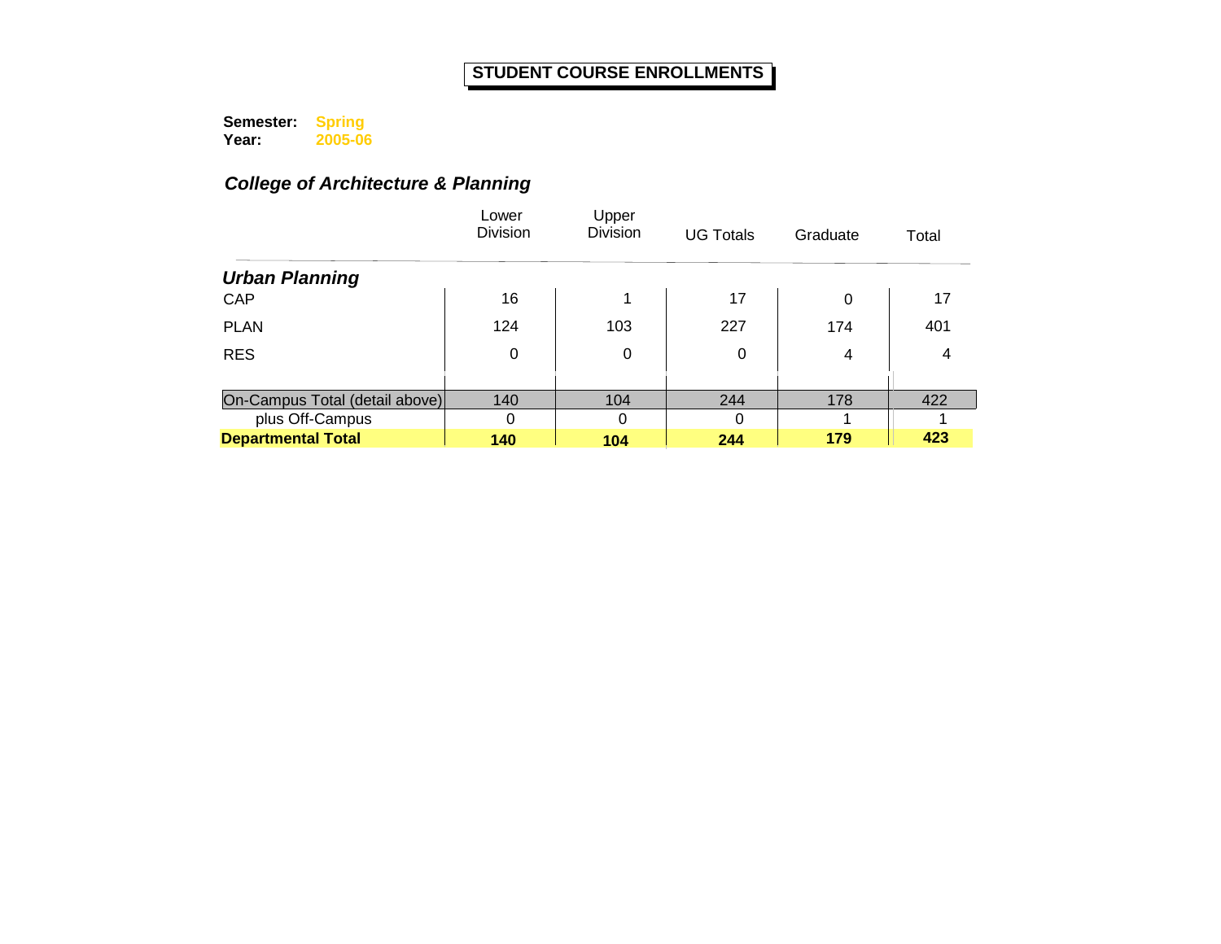# STUDENT COURSE ENROLLMENTS

**Semester:** Spring
**Year:** 2005-06

## *College of Architecture & Planning*

| | Lower Division | Upper Division | UG Totals | Graduate | Total |
|---|---|---|---|---|---|
| ***Urban Planning*** | | | | | |
| CAP | 16 | 1 | 17 | 0 | 17 |
| PLAN | 124 | 103 | 227 | 174 | 401 |
| RES | 0 | 0 | 0 | 4 | 4 |
| On-Campus Total (detail above) | 140 | 104 | 244 | 178 | 422 |
| plus Off-Campus | 0 | 0 | 0 | 1 | 1 |
| **Departmental Total** | **140** | **104** | **244** | **179** | **423** |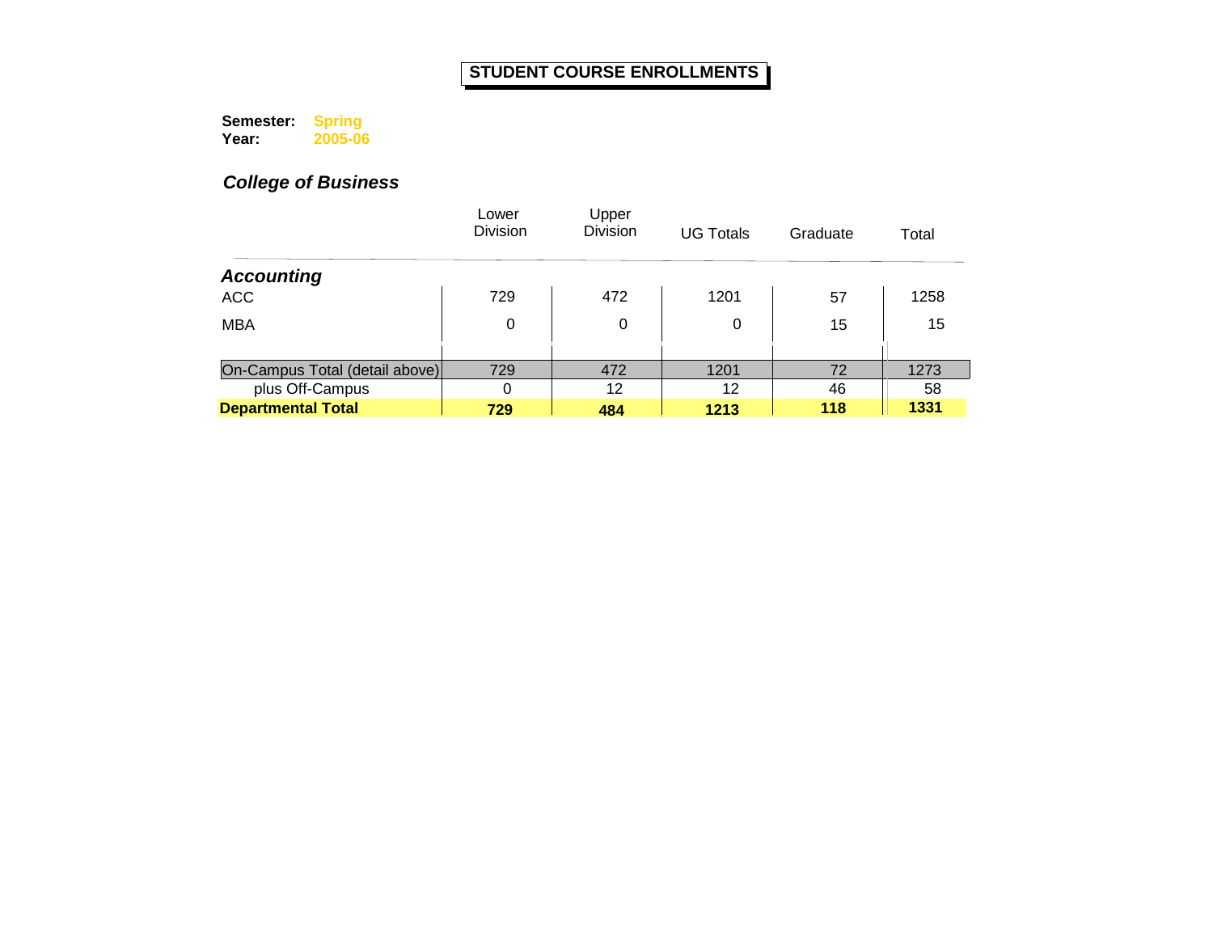# STUDENT COURSE ENROLLMENTS

**Semester:** Spring
**Year:** 2005-06

## *College of Business*

| | Lower Division | Upper Division | UG Totals | Graduate | Total |
|---|---|---|---|---|---|
| ***Accounting*** | | | | | |
| ACC | 729 | 472 | 1201 | 57 | 1258 |
| MBA | 0 | 0 | 0 | 15 | 15 |
| On-Campus Total (detail above) | 729 | 472 | 1201 | 72 | 1273 |
| plus Off-Campus | 0 | 12 | 12 | 46 | 58 |
| **Departmental Total** | **729** | **484** | **1213** | **118** | **1331** |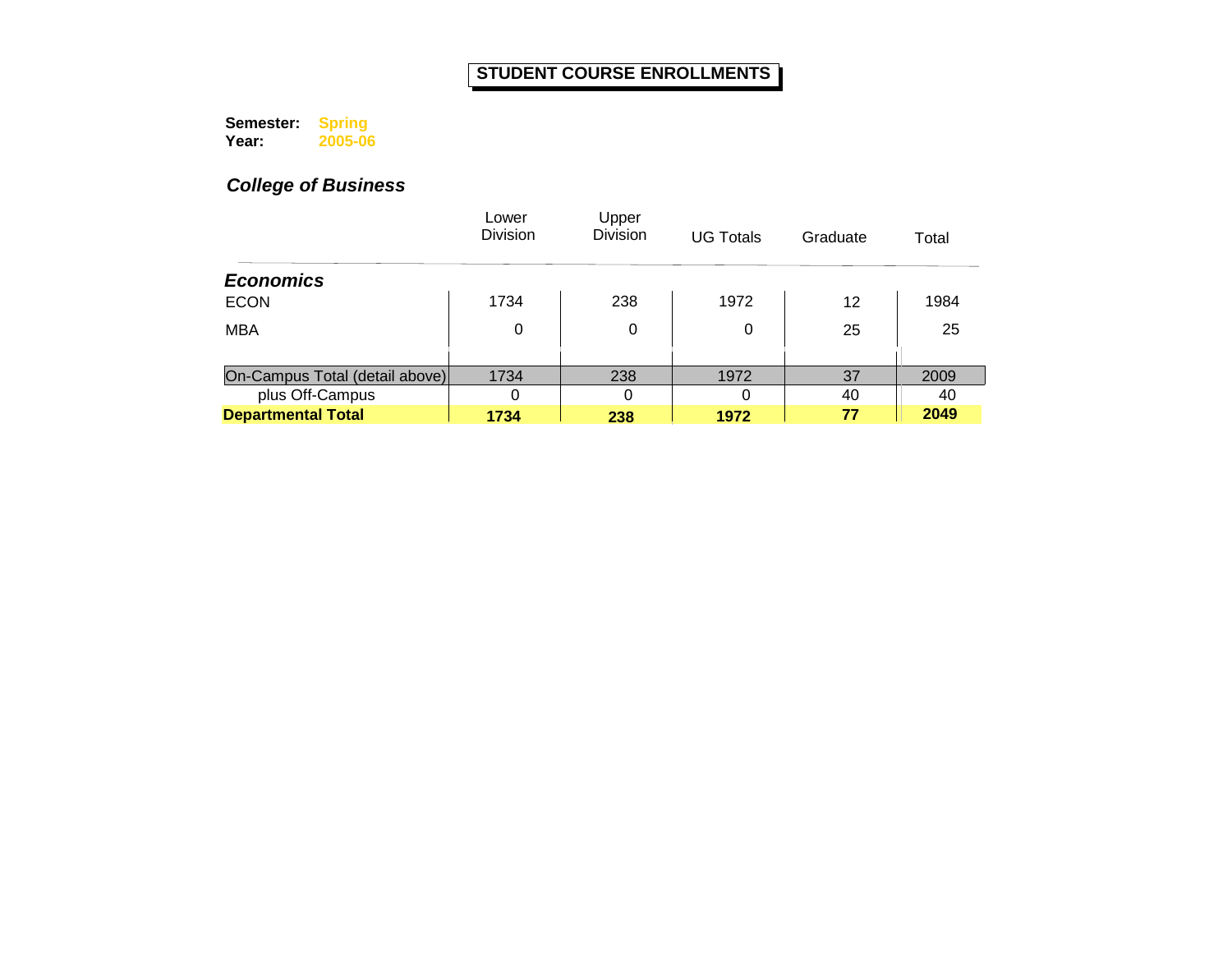# STUDENT COURSE ENROLLMENTS

**Semester:** **Spring**
**Year:** **2005-06**

## *College of Business*

| | Lower Division | Upper Division | UG Totals | Graduate | Total |
|---|---|---|---|---|---|
| ***Economics*** | | | | | |
| ECON | 1734 | 238 | 1972 | 12 | 1984 |
| MBA | 0 | 0 | 0 | 25 | 25 |
| On-Campus Total (detail above) | 1734 | 238 | 1972 | 37 | 2009 |
| plus Off-Campus | 0 | 0 | 0 | 40 | 40 |
| **Departmental Total** | **1734** | **238** | **1972** | **77** | **2049** |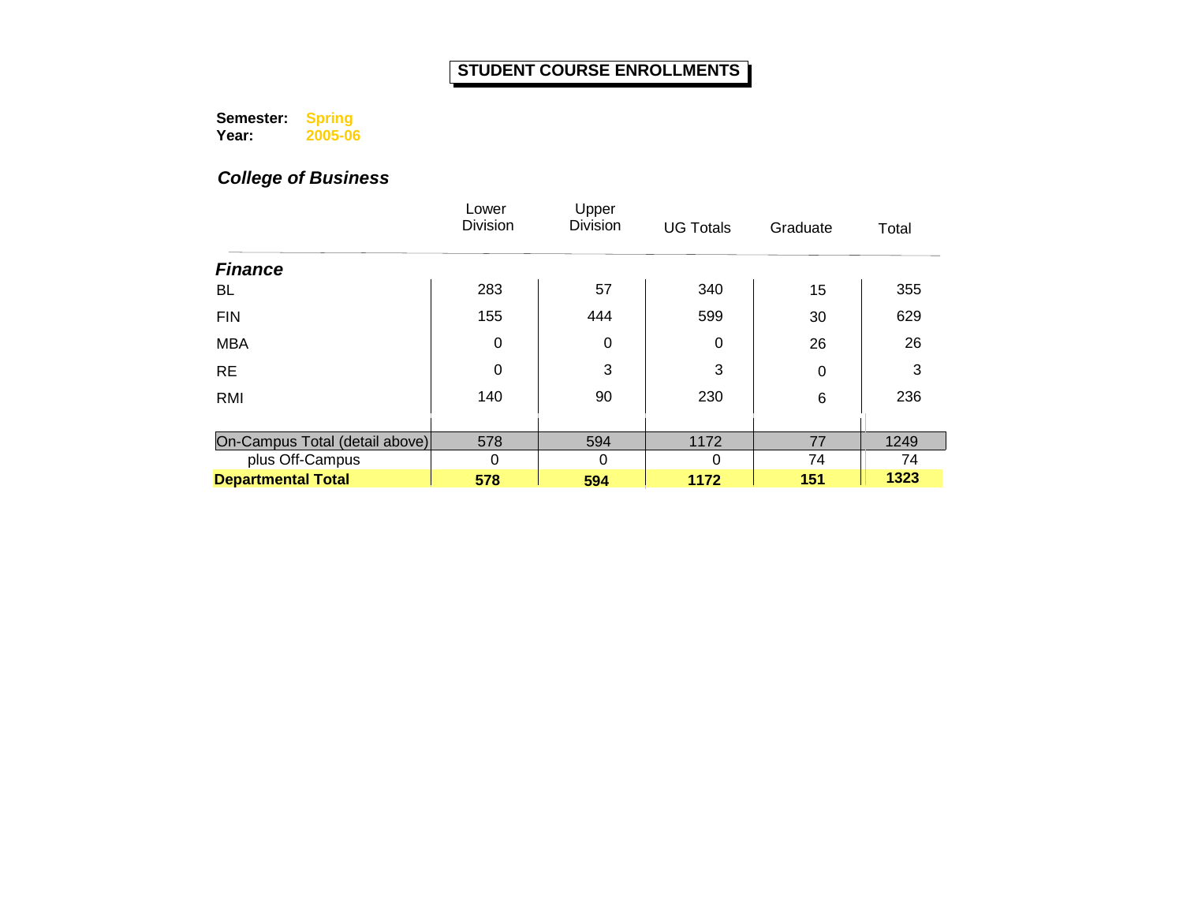# STUDENT COURSE ENROLLMENTS

**Semester:** **Spring**
**Year:** **2005-06**

## *College of Business*

| | Lower Division | Upper Division | UG Totals | Graduate | Total |
|---|---|---|---|---|---|
| ***Finance*** | | | | | |
| BL | 283 | 57 | 340 | 15 | 355 |
| FIN | 155 | 444 | 599 | 30 | 629 |
| MBA | 0 | 0 | 0 | 26 | 26 |
| RE | 0 | 3 | 3 | 0 | 3 |
| RMI | 140 | 90 | 230 | 6 | 236 |
| On-Campus Total (detail above) | 578 | 594 | 1172 | 77 | 1249 |
| plus Off-Campus | 0 | 0 | 0 | 74 | 74 |
| **Departmental Total** | **578** | **594** | **1172** | **151** | **1323** |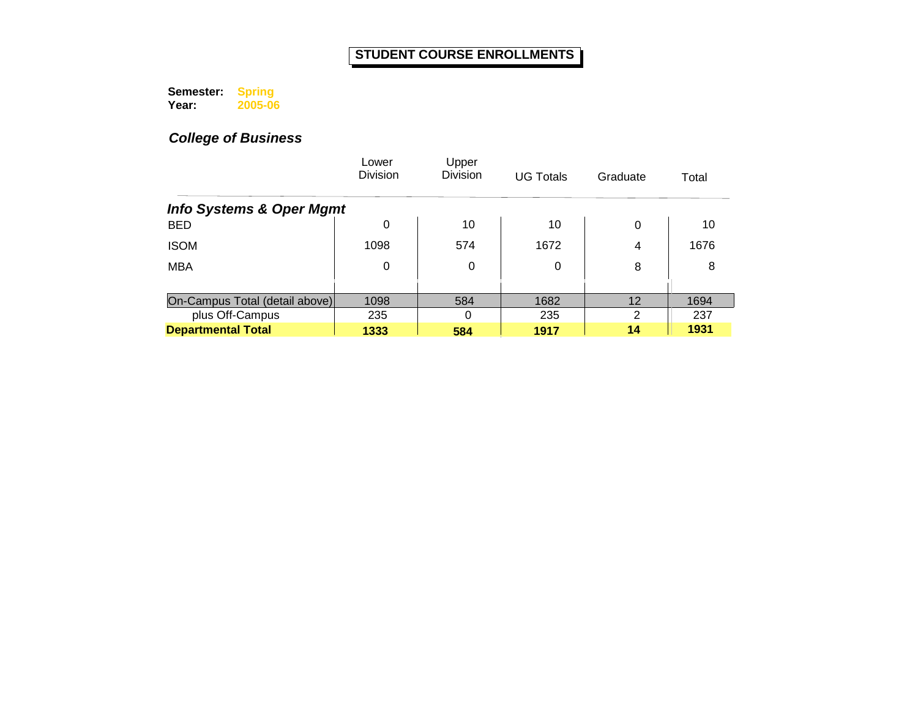# STUDENT COURSE ENROLLMENTS

**Semester:** **Spring**
**Year:** **2005-06**

## *College of Business*

| | Lower Division | Upper Division | UG Totals | Graduate | Total |
|---|---|---|---|---|---|
| ***Info Systems & Oper Mgmt*** | | | | | |
| BED | 0 | 10 | 10 | 0 | 10 |
| ISOM | 1098 | 574 | 1672 | 4 | 1676 |
| MBA | 0 | 0 | 0 | 8 | 8 |
| On-Campus Total (detail above) | 1098 | 584 | 1682 | 12 | 1694 |
| plus Off-Campus | 235 | 0 | 235 | 2 | 237 |
| **Departmental Total** | **1333** | **584** | **1917** | **14** | **1931** |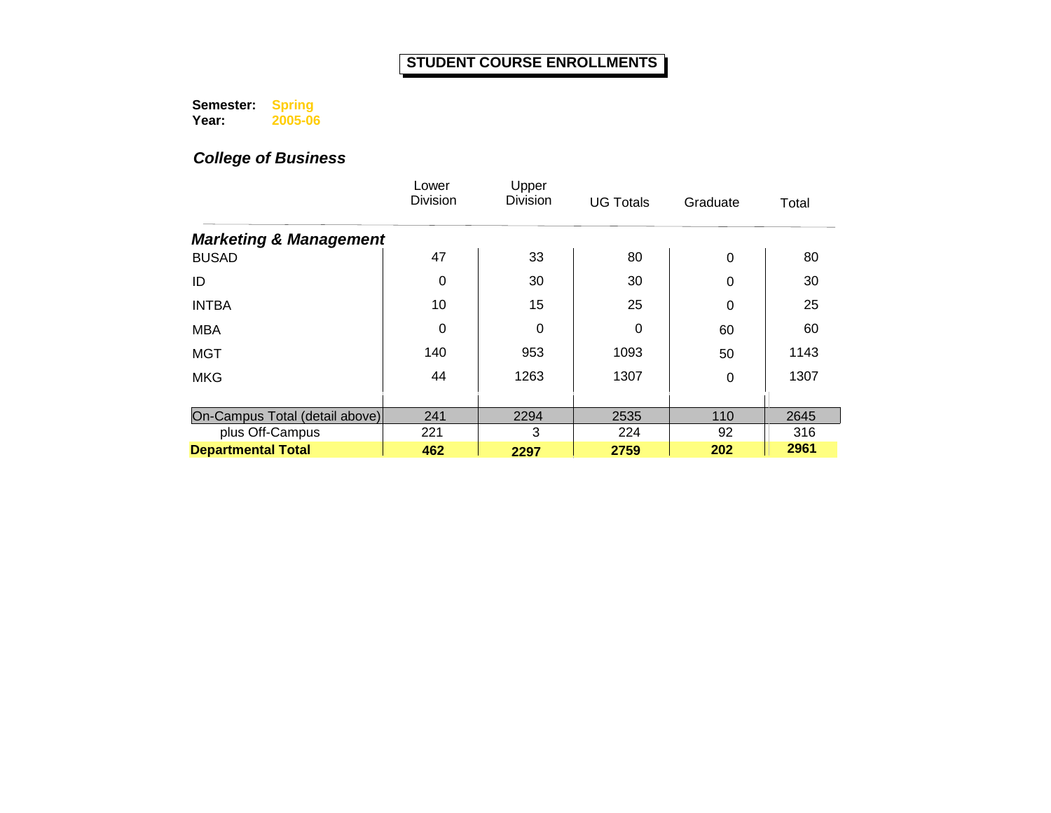# STUDENT COURSE ENROLLMENTS

**Semester:** **Spring**
**Year:** **2005-06**

## *College of Business*

| | Lower Division | Upper Division | UG Totals | Graduate | Total |
|---|---|---|---|---|---|
| ***Marketing & Management*** | | | | | |
| BUSAD | 47 | 33 | 80 | 0 | 80 |
| ID | 0 | 30 | 30 | 0 | 30 |
| INTBA | 10 | 15 | 25 | 0 | 25 |
| MBA | 0 | 0 | 0 | 60 | 60 |
| MGT | 140 | 953 | 1093 | 50 | 1143 |
| MKG | 44 | 1263 | 1307 | 0 | 1307 |
| On-Campus Total (detail above) | 241 | 2294 | 2535 | 110 | 2645 |
| plus Off-Campus | 221 | 3 | 224 | 92 | 316 |
| **Departmental Total** | **462** | **2297** | **2759** | **202** | **2961** |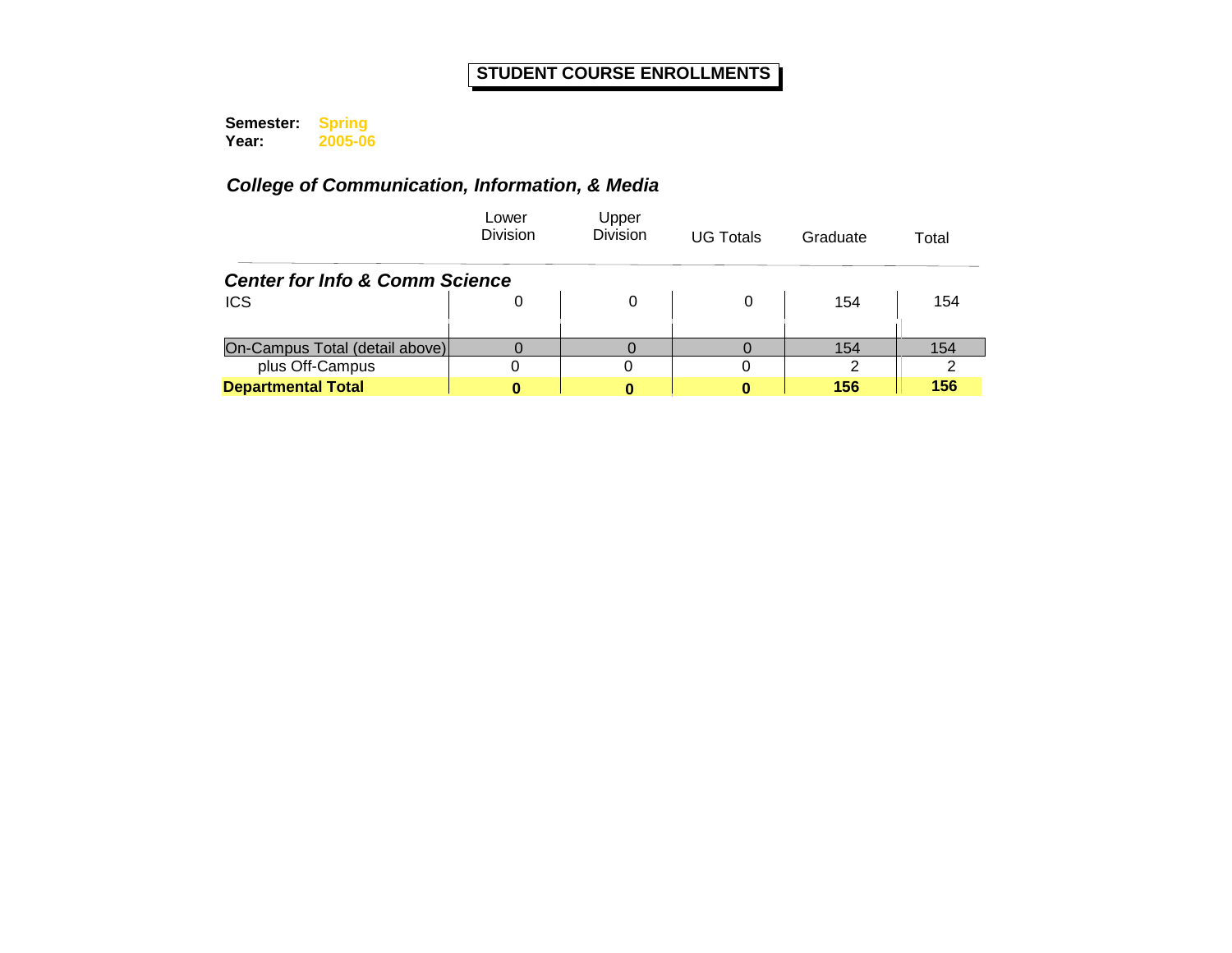# STUDENT COURSE ENROLLMENTS

**Semester:** **Spring**
**Year:** **2005-06**

### *College of Communication, Information, & Media*

| | Lower Division | Upper Division | UG Totals | Graduate | Total |
|---|---|---|---|---|---|
| ***Center for Info & Comm Science*** | | | | | |
| ICS | 0 | 0 | 0 | 154 | 154 |
| On-Campus Total (detail above) | 0 | 0 | 0 | 154 | 154 |
| plus Off-Campus | 0 | 0 | 0 | 2 | 2 |
| **Departmental Total** | **0** | **0** | **0** | **156** | **156** |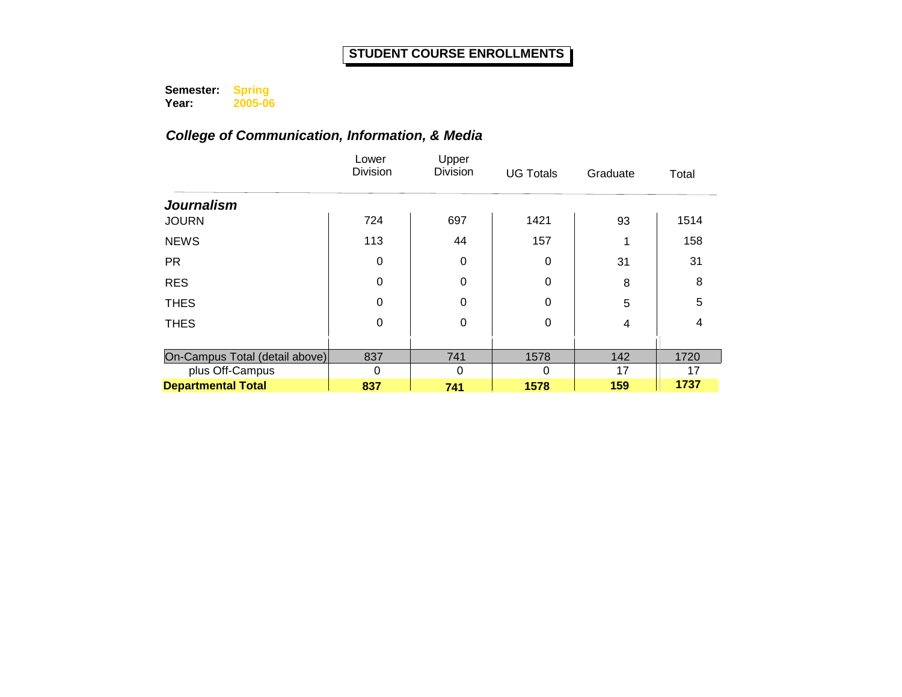# STUDENT COURSE ENROLLMENTS

**Semester:** Spring
**Year:** 2005-06

## *College of Communication, Information, & Media*

| | Lower Division | Upper Division | UG Totals | Graduate | Total |
|---|---|---|---|---|---|
| ***Journalism*** | | | | | |
| JOURN | 724 | 697 | 1421 | 93 | 1514 |
| NEWS | 113 | 44 | 157 | 1 | 158 |
| PR | 0 | 0 | 0 | 31 | 31 |
| RES | 0 | 0 | 0 | 8 | 8 |
| THES | 0 | 0 | 0 | 5 | 5 |
| THES | 0 | 0 | 0 | 4 | 4 |
| On-Campus Total (detail above) | 837 | 741 | 1578 | 142 | 1720 |
| plus Off-Campus | 0 | 0 | 0 | 17 | 17 |
| **Departmental Total** | **837** | **741** | **1578** | **159** | **1737** |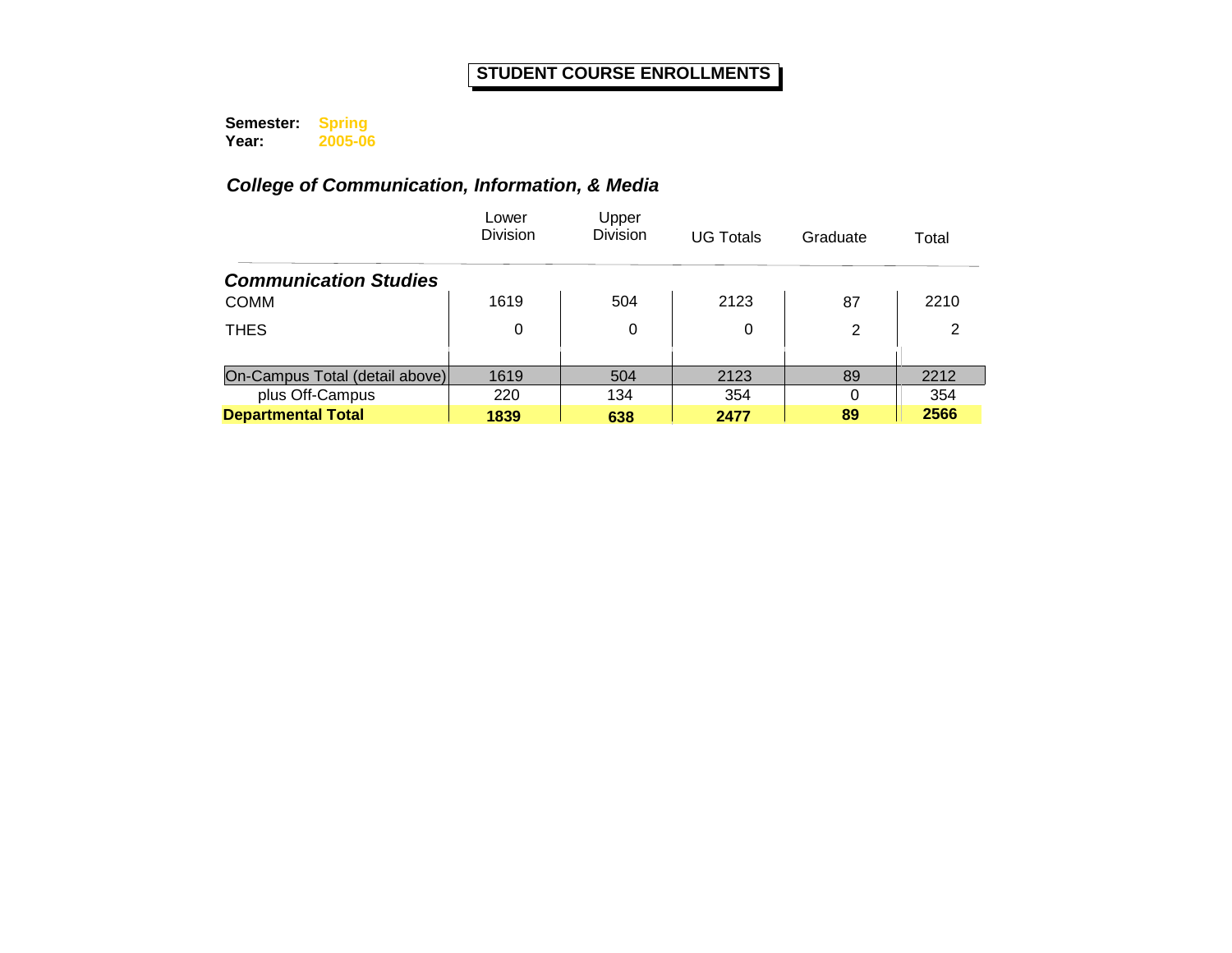# STUDENT COURSE ENROLLMENTS

**Semester:** Spring
**Year:** 2005-06

## *College of Communication, Information, & Media*

| | Lower Division | Upper Division | UG Totals | Graduate | Total |
|---|---|---|---|---|---|
| ***Communication Studies*** | | | | | |
| COMM | 1619 | 504 | 2123 | 87 | 2210 |
| THES | 0 | 0 | 0 | 2 | 2 |
| On-Campus Total (detail above) | 1619 | 504 | 2123 | 89 | 2212 |
| plus Off-Campus | 220 | 134 | 354 | 0 | 354 |
| **Departmental Total** | **1839** | **638** | **2477** | **89** | **2566** |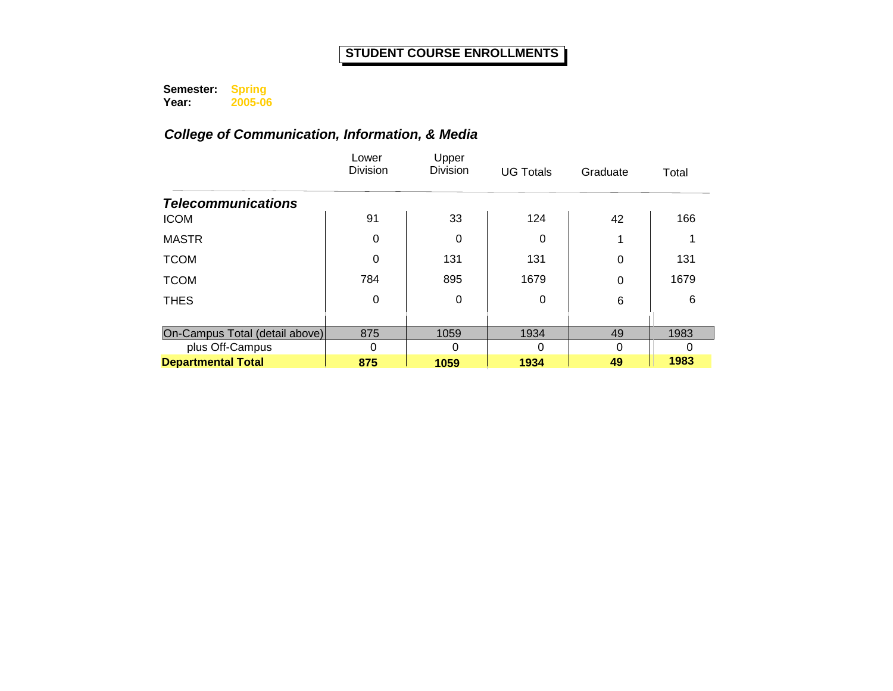# STUDENT COURSE ENROLLMENTS

**Semester:** Spring
**Year:** 2005-06

***College of Communication, Information, & Media***

| | Lower Division | Upper Division | UG Totals | Graduate | Total |
|---|---|---|---|---|---|
| ***Telecommunications*** | | | | | |
| ICOM | 91 | 33 | 124 | 42 | 166 |
| MASTR | 0 | 0 | 0 | 1 | 1 |
| TCOM | 0 | 131 | 131 | 0 | 131 |
| TCOM | 784 | 895 | 1679 | 0 | 1679 |
| THES | 0 | 0 | 0 | 6 | 6 |
| On-Campus Total (detail above) | 875 | 1059 | 1934 | 49 | 1983 |
| plus Off-Campus | 0 | 0 | 0 | 0 | 0 |
| **Departmental Total** | **875** | **1059** | **1934** | **49** | **1983** |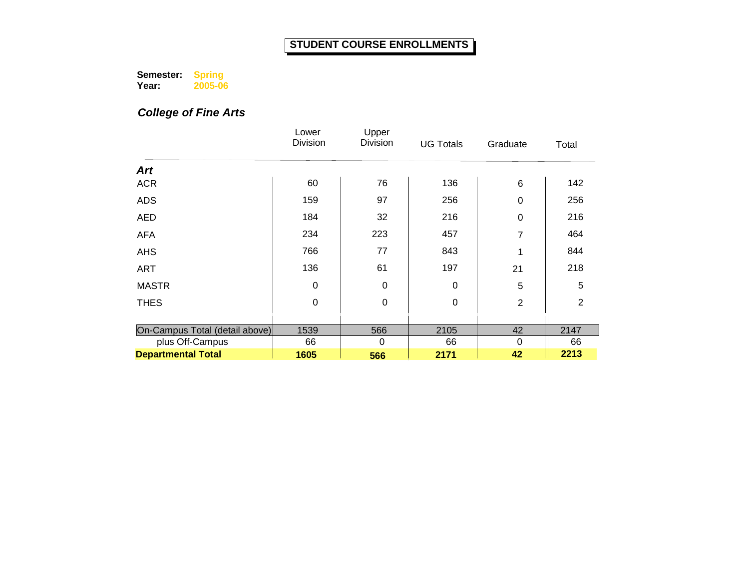# STUDENT COURSE ENROLLMENTS

**Semester:** Spring
**Year:** 2005-06

***College of Fine Arts***

| | Lower Division | Upper Division | UG Totals | Graduate | Total |
|---|---|---|---|---|---|
| ***Art*** | | | | | |
| ACR | 60 | 76 | 136 | 6 | 142 |
| ADS | 159 | 97 | 256 | 0 | 256 |
| AED | 184 | 32 | 216 | 0 | 216 |
| AFA | 234 | 223 | 457 | 7 | 464 |
| AHS | 766 | 77 | 843 | 1 | 844 |
| ART | 136 | 61 | 197 | 21 | 218 |
| MASTR | 0 | 0 | 0 | 5 | 5 |
| THES | 0 | 0 | 0 | 2 | 2 |
| On-Campus Total (detail above) | 1539 | 566 | 2105 | 42 | 2147 |
| plus Off-Campus | 66 | 0 | 66 | 0 | 66 |
| **Departmental Total** | **1605** | **566** | **2171** | **42** | **2213** |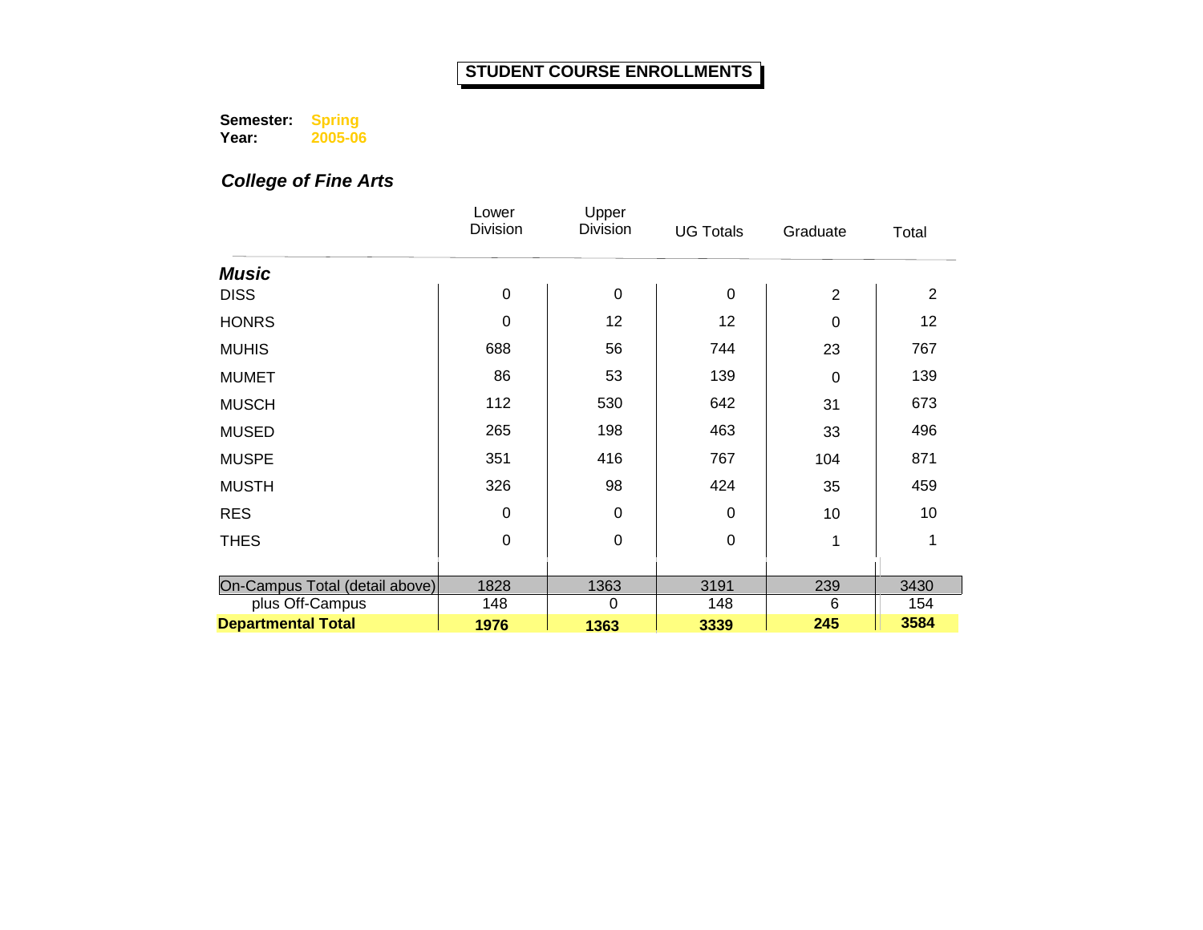# STUDENT COURSE ENROLLMENTS

**Semester:** Spring
**Year:** 2005-06

***College of Fine Arts***

| | Lower Division | Upper Division | UG Totals | Graduate | Total |
|---|---|---|---|---|---|
| ***Music*** | | | | | |
| DISS | 0 | 0 | 0 | 2 | 2 |
| HONRS | 0 | 12 | 12 | 0 | 12 |
| MUHIS | 688 | 56 | 744 | 23 | 767 |
| MUMET | 86 | 53 | 139 | 0 | 139 |
| MUSCH | 112 | 530 | 642 | 31 | 673 |
| MUSED | 265 | 198 | 463 | 33 | 496 |
| MUSPE | 351 | 416 | 767 | 104 | 871 |
| MUSTH | 326 | 98 | 424 | 35 | 459 |
| RES | 0 | 0 | 0 | 10 | 10 |
| THES | 0 | 0 | 0 | 1 | 1 |
| On-Campus Total (detail above) | 1828 | 1363 | 3191 | 239 | 3430 |
| plus Off-Campus | 148 | 0 | 148 | 6 | 154 |
| **Departmental Total** | **1976** | **1363** | **3339** | **245** | **3584** |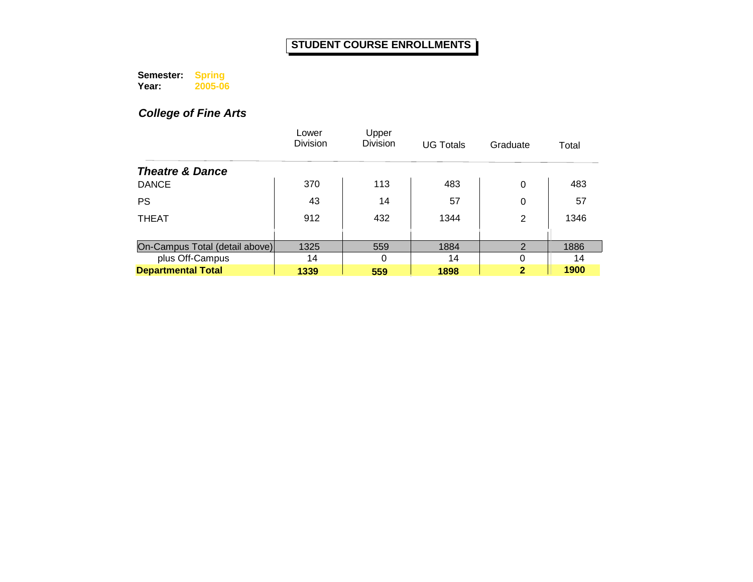# STUDENT COURSE ENROLLMENTS

**Semester:** Spring
**Year:** 2005-06

## *College of Fine Arts*

| | Lower Division | Upper Division | UG Totals | Graduate | Total |
|---|---|---|---|---|---|
| ***Theatre & Dance*** | | | | | |
| DANCE | 370 | 113 | 483 | 0 | 483 |
| PS | 43 | 14 | 57 | 0 | 57 |
| THEAT | 912 | 432 | 1344 | 2 | 1346 |
| On-Campus Total (detail above) | 1325 | 559 | 1884 | 2 | 1886 |
| plus Off-Campus | 14 | 0 | 14 | 0 | 14 |
| **Departmental Total** | **1339** | **559** | **1898** | **2** | **1900** |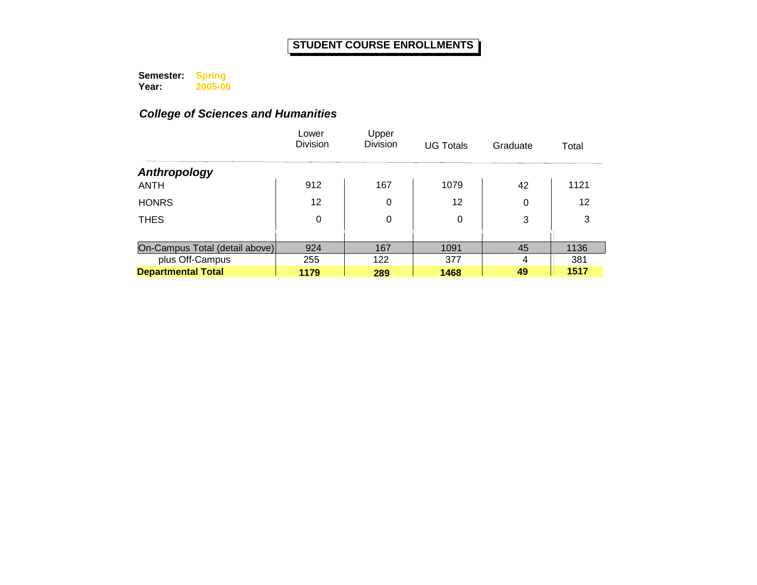# STUDENT COURSE ENROLLMENTS

**Semester:** **Spring**
**Year:** **2005-06**

## *College of Sciences and Humanities*

| | Lower Division | Upper Division | UG Totals | Graduate | Total |
|---|---|---|---|---|---|
| ***Anthropology*** | | | | | |
| ANTH | 912 | 167 | 1079 | 42 | 1121 |
| HONRS | 12 | 0 | 12 | 0 | 12 |
| THES | 0 | 0 | 0 | 3 | 3 |
| On-Campus Total (detail above) | 924 | 167 | 1091 | 45 | 1136 |
| plus Off-Campus | 255 | 122 | 377 | 4 | 381 |
| **Departmental Total** | **1179** | **289** | **1468** | **49** | **1517** |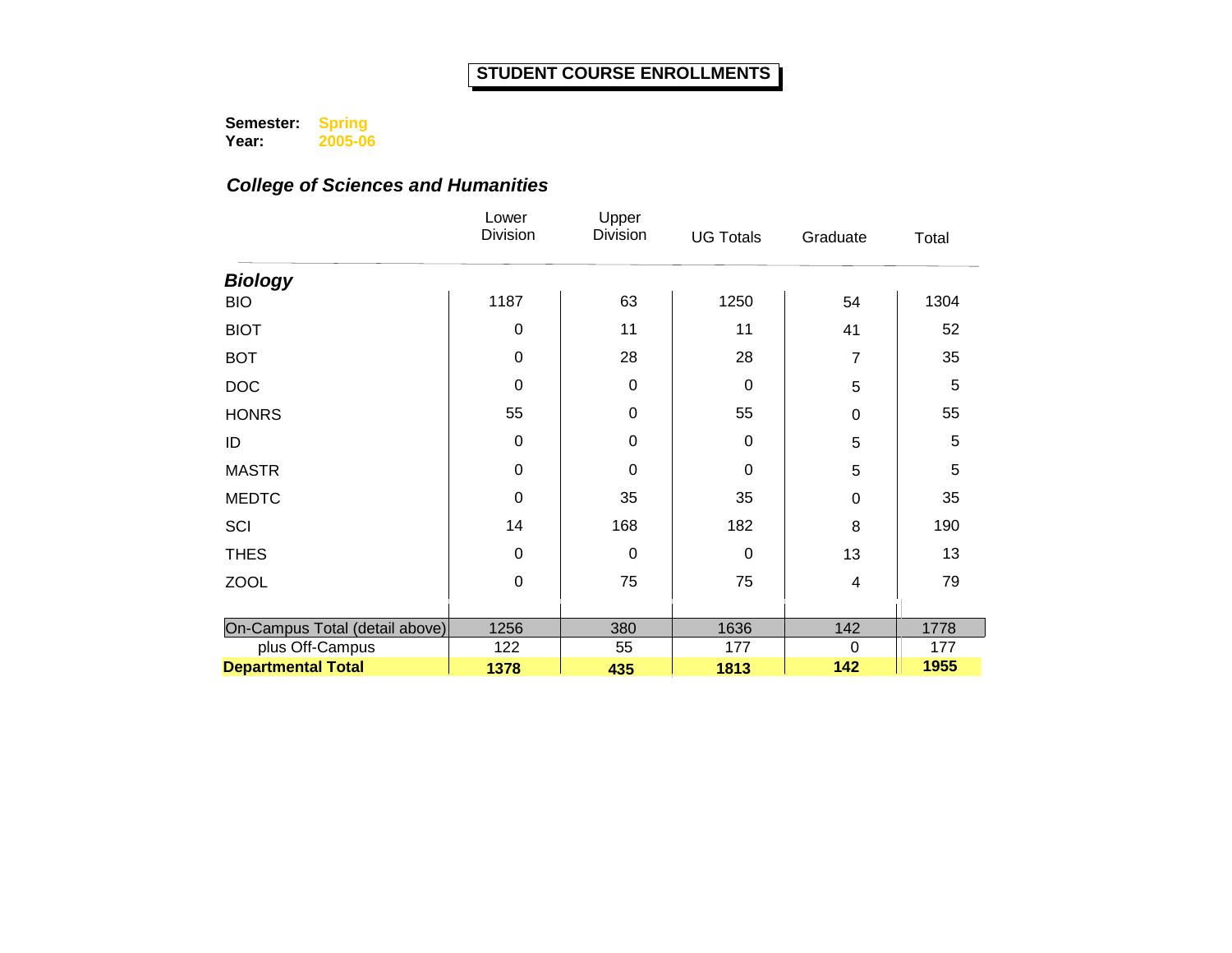# STUDENT COURSE ENROLLMENTS

**Semester:** Spring
**Year:** 2005-06

## *College of Sciences and Humanities*

| | Lower Division | Upper Division | UG Totals | Graduate | Total |
|---|---|---|---|---|---|
| ***Biology*** | | | | | |
| BIO | 1187 | 63 | 1250 | 54 | 1304 |
| BIOT | 0 | 11 | 11 | 41 | 52 |
| BOT | 0 | 28 | 28 | 7 | 35 |
| DOC | 0 | 0 | 0 | 5 | 5 |
| HONRS | 55 | 0 | 55 | 0 | 55 |
| ID | 0 | 0 | 0 | 5 | 5 |
| MASTR | 0 | 0 | 0 | 5 | 5 |
| MEDTC | 0 | 35 | 35 | 0 | 35 |
| SCI | 14 | 168 | 182 | 8 | 190 |
| THES | 0 | 0 | 0 | 13 | 13 |
| ZOOL | 0 | 75 | 75 | 4 | 79 |
| On-Campus Total (detail above) | 1256 | 380 | 1636 | 142 | 1778 |
| plus Off-Campus | 122 | 55 | 177 | 0 | 177 |
| **Departmental Total** | **1378** | **435** | **1813** | **142** | **1955** |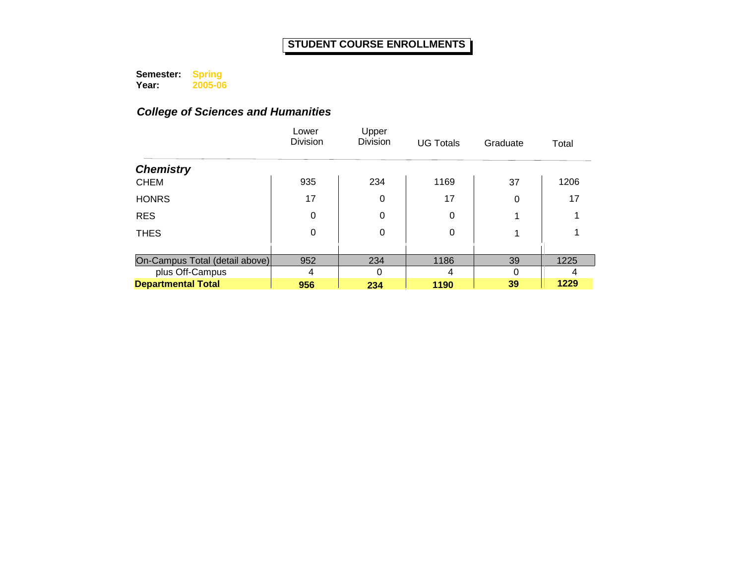# STUDENT COURSE ENROLLMENTS

**Semester:** **Spring**
**Year:** **2005-06**

## *College of Sciences and Humanities*

| | Lower Division | Upper Division | UG Totals | Graduate | Total |
|---|---|---|---|---|---|
| ***Chemistry*** | | | | | |
| CHEM | 935 | 234 | 1169 | 37 | 1206 |
| HONRS | 17 | 0 | 17 | 0 | 17 |
| RES | 0 | 0 | 0 | 1 | 1 |
| THES | 0 | 0 | 0 | 1 | 1 |
| On-Campus Total (detail above) | 952 | 234 | 1186 | 39 | 1225 |
| plus Off-Campus | 4 | 0 | 4 | 0 | 4 |
| **Departmental Total** | **956** | **234** | **1190** | **39** | **1229** |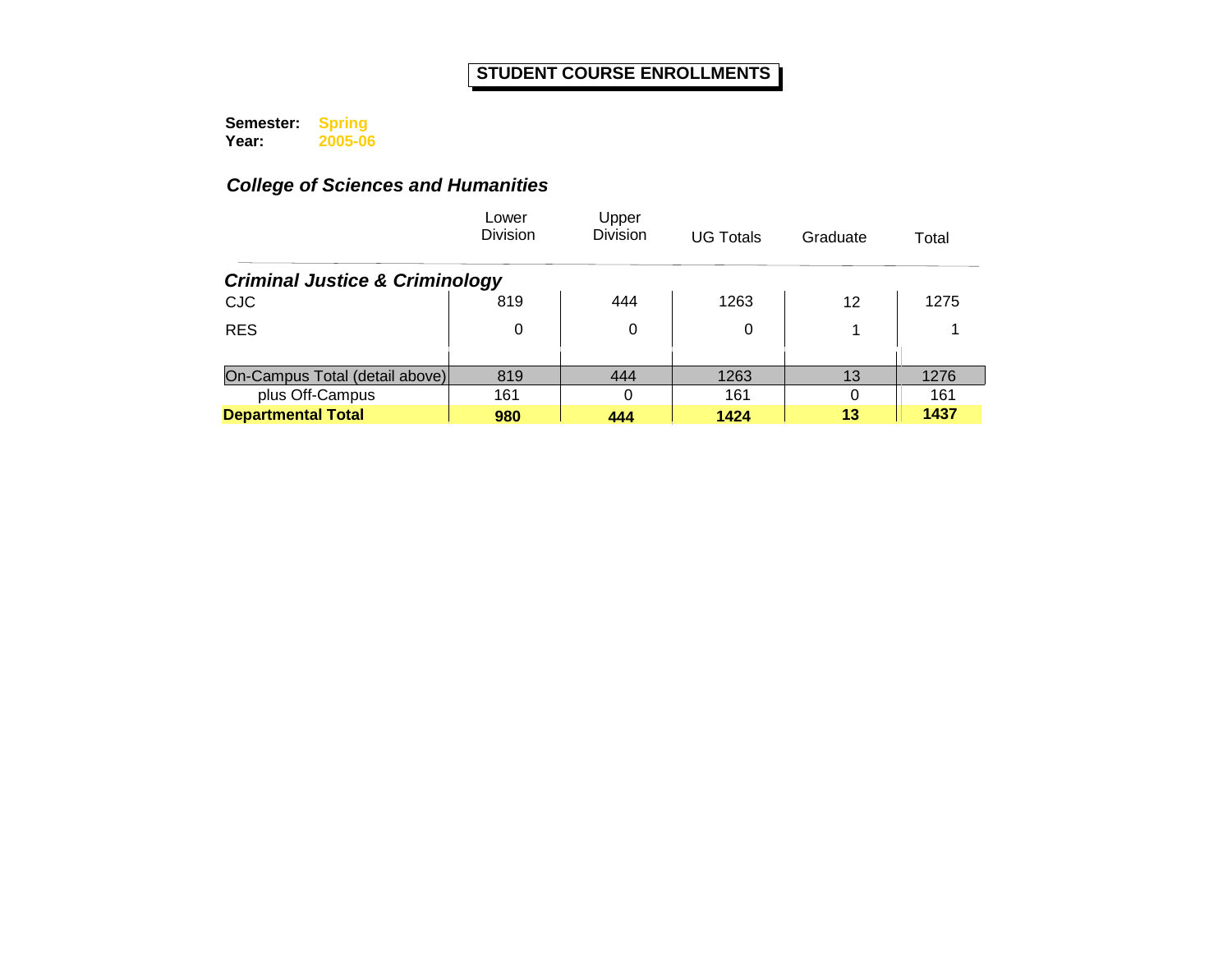# STUDENT COURSE ENROLLMENTS

**Semester:** Spring
**Year:** 2005-06

## *College of Sciences and Humanities*

| | Lower Division | Upper Division | UG Totals | Graduate | Total |
|---|---|---|---|---|---|
| ***Criminal Justice & Criminology*** | | | | | |
| CJC | 819 | 444 | 1263 | 12 | 1275 |
| RES | 0 | 0 | 0 | 1 | 1 |
| On-Campus Total (detail above) | 819 | 444 | 1263 | 13 | 1276 |
| plus Off-Campus | 161 | 0 | 161 | 0 | 161 |
| **Departmental Total** | **980** | **444** | **1424** | **13** | **1437** |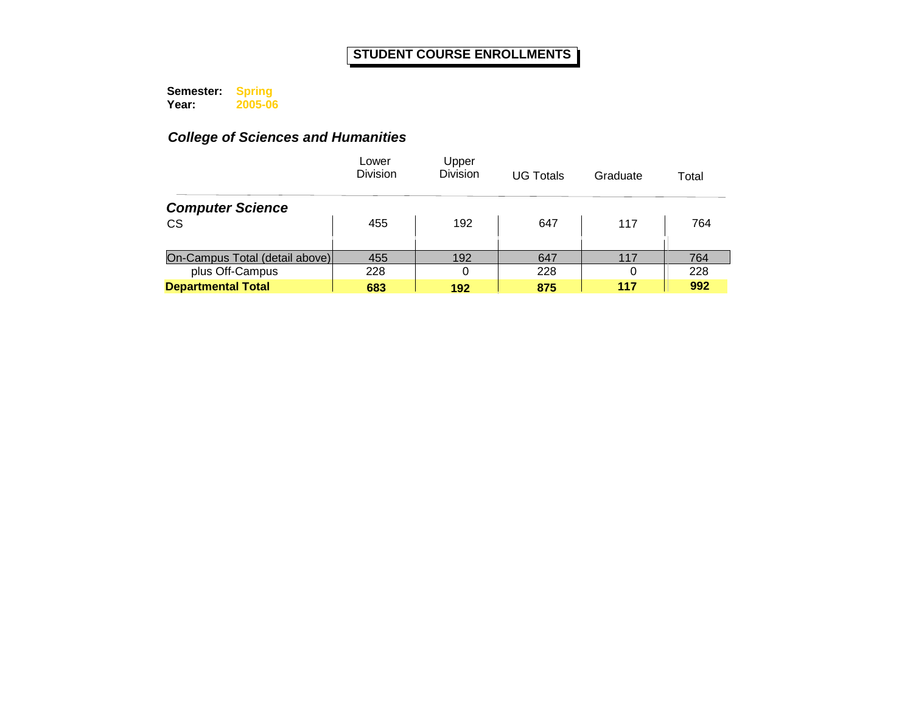# STUDENT COURSE ENROLLMENTS

**Semester:** Spring
**Year:** 2005-06

## *College of Sciences and Humanities*

| | Lower Division | Upper Division | UG Totals | Graduate | Total |
|---|---|---|---|---|---|
| ***Computer Science*** | | | | | |
| CS | 455 | 192 | 647 | 117 | 764 |
| On-Campus Total (detail above) | 455 | 192 | 647 | 117 | 764 |
| plus Off-Campus | 228 | 0 | 228 | 0 | 228 |
| **Departmental Total** | **683** | **192** | **875** | **117** | **992** |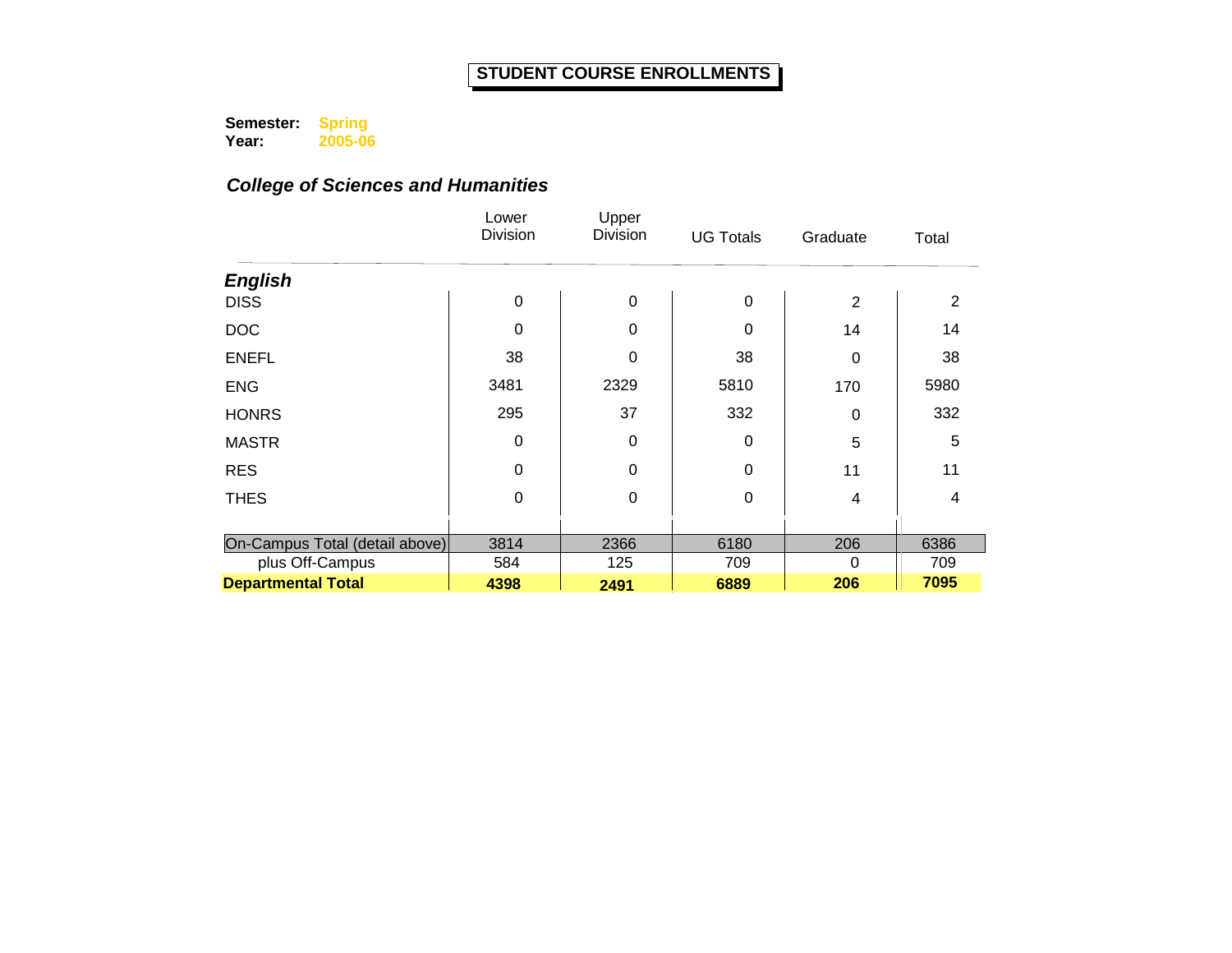# STUDENT COURSE ENROLLMENTS

**Semester:** **Spring**
**Year:** **2005-06**

### *College of Sciences and Humanities*

| | Lower Division | Upper Division | UG Totals | Graduate | Total |
|---|---|---|---|---|---|
| ***English*** | | | | | |
| DISS | 0 | 0 | 0 | 2 | 2 |
| DOC | 0 | 0 | 0 | 14 | 14 |
| ENEFL | 38 | 0 | 38 | 0 | 38 |
| ENG | 3481 | 2329 | 5810 | 170 | 5980 |
| HONRS | 295 | 37 | 332 | 0 | 332 |
| MASTR | 0 | 0 | 0 | 5 | 5 |
| RES | 0 | 0 | 0 | 11 | 11 |
| THES | 0 | 0 | 0 | 4 | 4 |
| On-Campus Total (detail above) | 3814 | 2366 | 6180 | 206 | 6386 |
| plus Off-Campus | 584 | 125 | 709 | 0 | 709 |
| **Departmental Total** | **4398** | **2491** | **6889** | **206** | **7095** |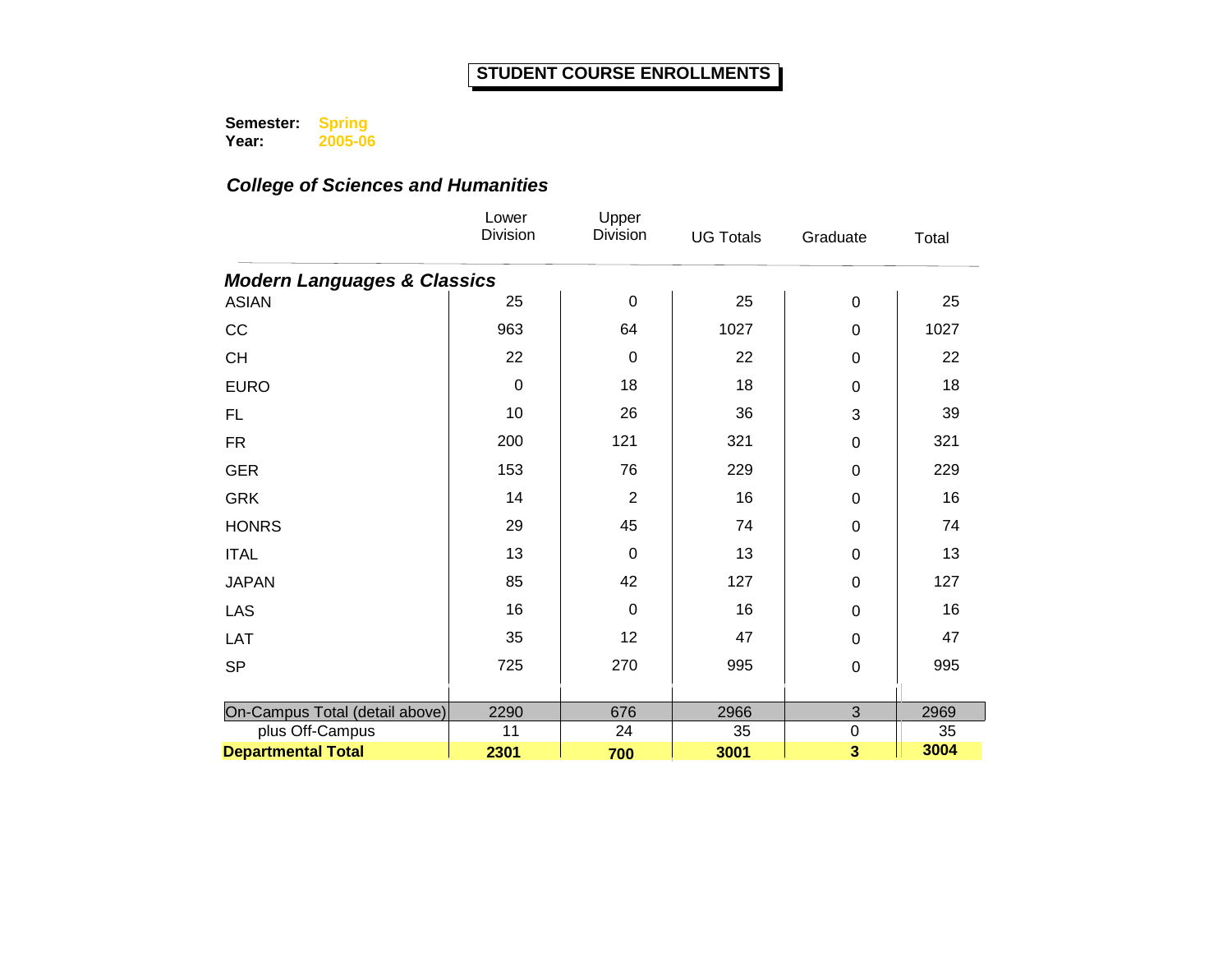# STUDENT COURSE ENROLLMENTS

**Semester:** Spring
**Year:** 2005-06

## *College of Sciences and Humanities*

| | Lower Division | Upper Division | UG Totals | Graduate | Total |
|---|---|---|---|---|---|
| ***Modern Languages & Classics*** | | | | | |
| ASIAN | 25 | 0 | 25 | 0 | 25 |
| CC | 963 | 64 | 1027 | 0 | 1027 |
| CH | 22 | 0 | 22 | 0 | 22 |
| EURO | 0 | 18 | 18 | 0 | 18 |
| FL | 10 | 26 | 36 | 3 | 39 |
| FR | 200 | 121 | 321 | 0 | 321 |
| GER | 153 | 76 | 229 | 0 | 229 |
| GRK | 14 | 2 | 16 | 0 | 16 |
| HONRS | 29 | 45 | 74 | 0 | 74 |
| ITAL | 13 | 0 | 13 | 0 | 13 |
| JAPAN | 85 | 42 | 127 | 0 | 127 |
| LAS | 16 | 0 | 16 | 0 | 16 |
| LAT | 35 | 12 | 47 | 0 | 47 |
| SP | 725 | 270 | 995 | 0 | 995 |
| On-Campus Total (detail above) | 2290 | 676 | 2966 | 3 | 2969 |
| plus Off-Campus | 11 | 24 | 35 | 0 | 35 |
| **Departmental Total** | **2301** | **700** | **3001** | **3** | **3004** |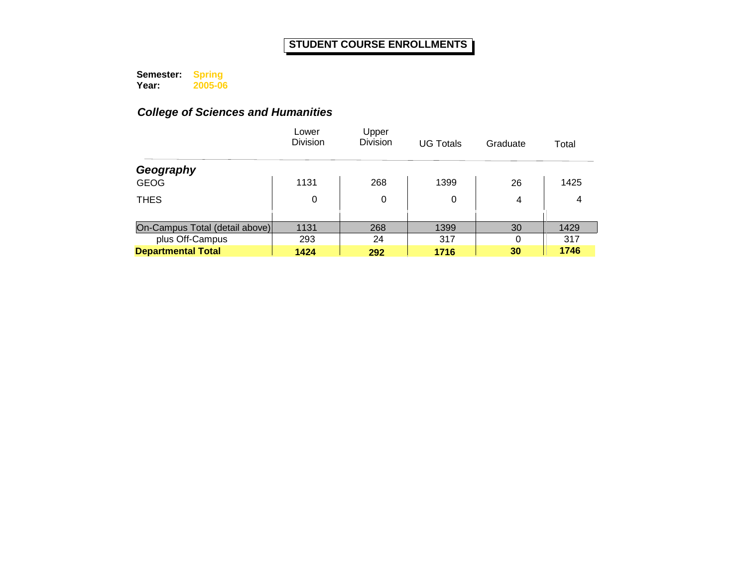# STUDENT COURSE ENROLLMENTS

**Semester:** Spring
**Year:** 2005-06

## *College of Sciences and Humanities*

| | Lower Division | Upper Division | UG Totals | Graduate | Total |
|---|---|---|---|---|---|
| ***Geography*** | | | | | |
| GEOG | 1131 | 268 | 1399 | 26 | 1425 |
| THES | 0 | 0 | 0 | 4 | 4 |
| On-Campus Total (detail above) | 1131 | 268 | 1399 | 30 | 1429 |
| plus Off-Campus | 293 | 24 | 317 | 0 | 317 |
| **Departmental Total** | **1424** | **292** | **1716** | **30** | **1746** |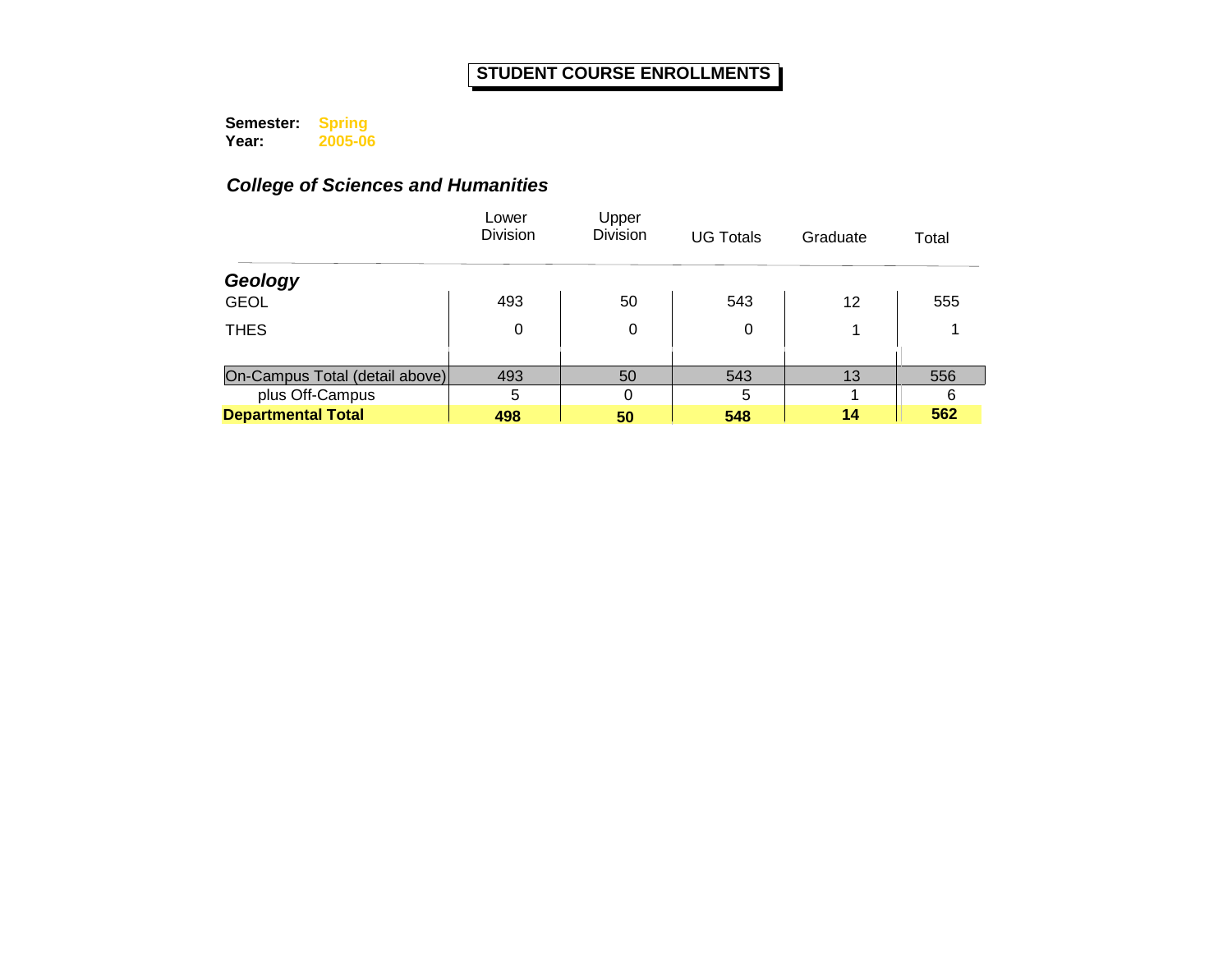# STUDENT COURSE ENROLLMENTS

**Semester:** **Spring**
**Year:** **2005-06**

### *College of Sciences and Humanities*

| | Lower Division | Upper Division | UG Totals | Graduate | Total |
|---|---|---|---|---|---|
| ***Geology*** | | | | | |
| GEOL | 493 | 50 | 543 | 12 | 555 |
| THES | 0 | 0 | 0 | 1 | 1 |
| On-Campus Total (detail above) | 493 | 50 | 543 | 13 | 556 |
| plus Off-Campus | 5 | 0 | 5 | 1 | 6 |
| **Departmental Total** | **498** | **50** | **548** | **14** | **562** |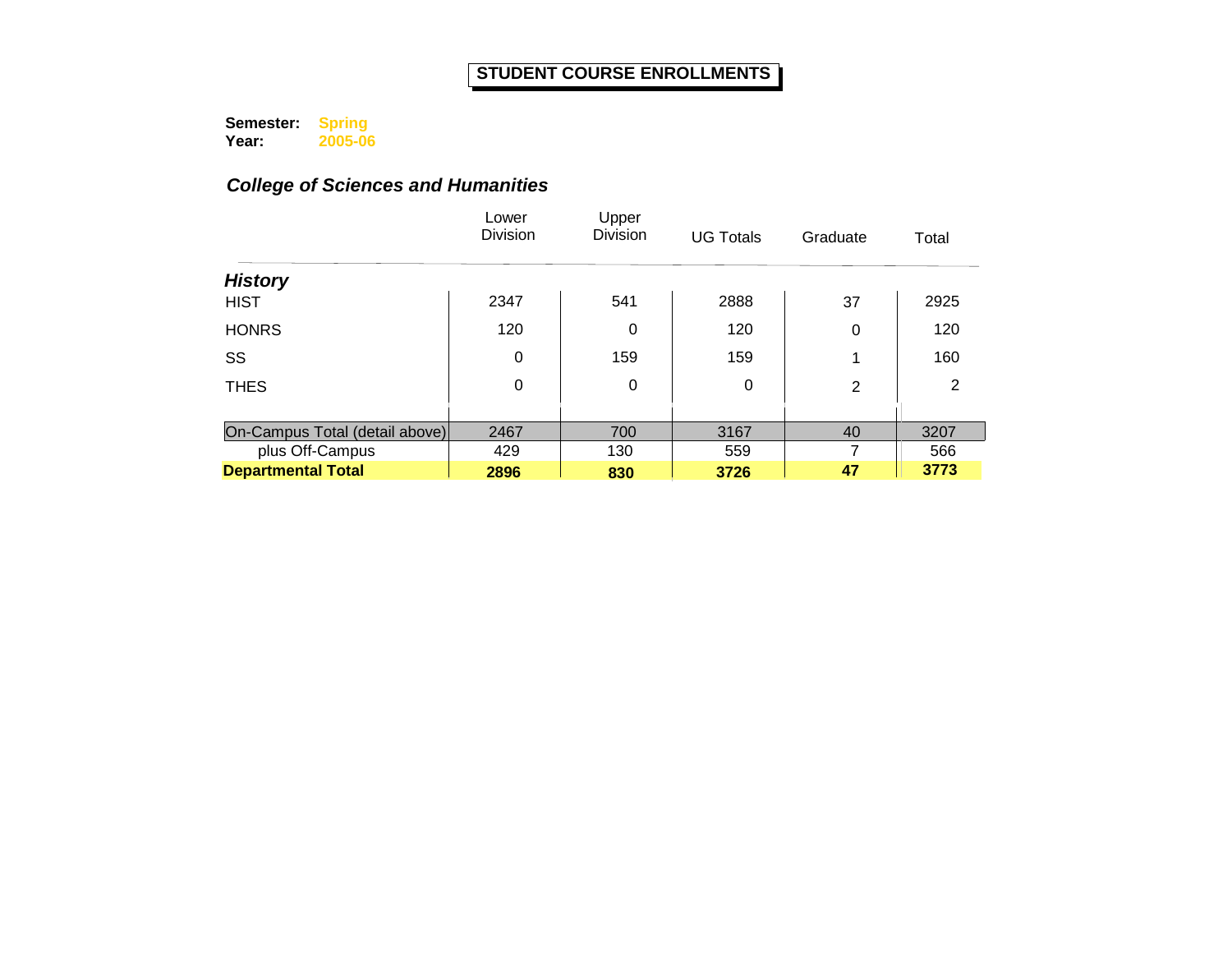# STUDENT COURSE ENROLLMENTS

**Semester:** Spring
**Year:** 2005-06

## *College of Sciences and Humanities*

| | Lower Division | Upper Division | UG Totals | Graduate | Total |
|---|---|---|---|---|---|
| ***History*** | | | | | |
| HIST | 2347 | 541 | 2888 | 37 | 2925 |
| HONRS | 120 | 0 | 120 | 0 | 120 |
| SS | 0 | 159 | 159 | 1 | 160 |
| THES | 0 | 0 | 0 | 2 | 2 |
| On-Campus Total (detail above) | 2467 | 700 | 3167 | 40 | 3207 |
| plus Off-Campus | 429 | 130 | 559 | 7 | 566 |
| **Departmental Total** | **2896** | **830** | **3726** | **47** | **3773** |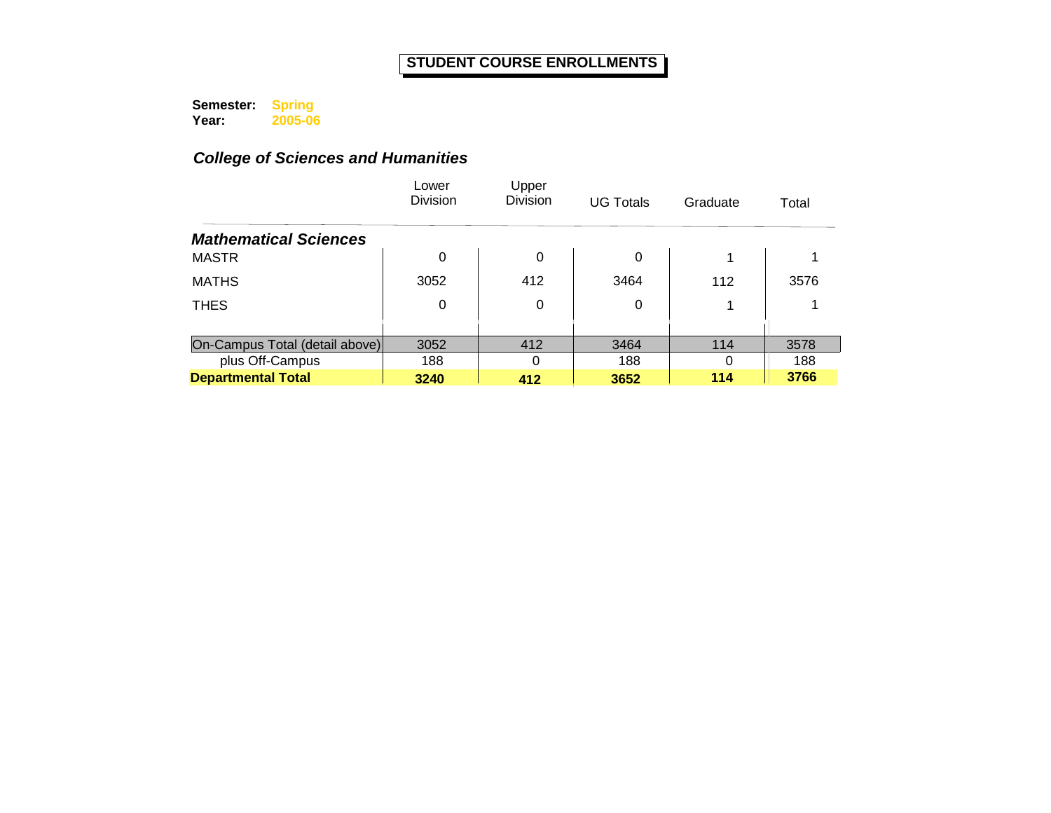# STUDENT COURSE ENROLLMENTS

**Semester:** Spring
**Year:** 2005-06

## *College of Sciences and Humanities*

| | Lower Division | Upper Division | UG Totals | Graduate | Total |
|---|---|---|---|---|---|
| ***Mathematical Sciences*** | | | | | |
| MASTR | 0 | 0 | 0 | 1 | 1 |
| MATHS | 3052 | 412 | 3464 | 112 | 3576 |
| THES | 0 | 0 | 0 | 1 | 1 |
| On-Campus Total (detail above) | 3052 | 412 | 3464 | 114 | 3578 |
| plus Off-Campus | 188 | 0 | 188 | 0 | 188 |
| **Departmental Total** | **3240** | **412** | **3652** | **114** | **3766** |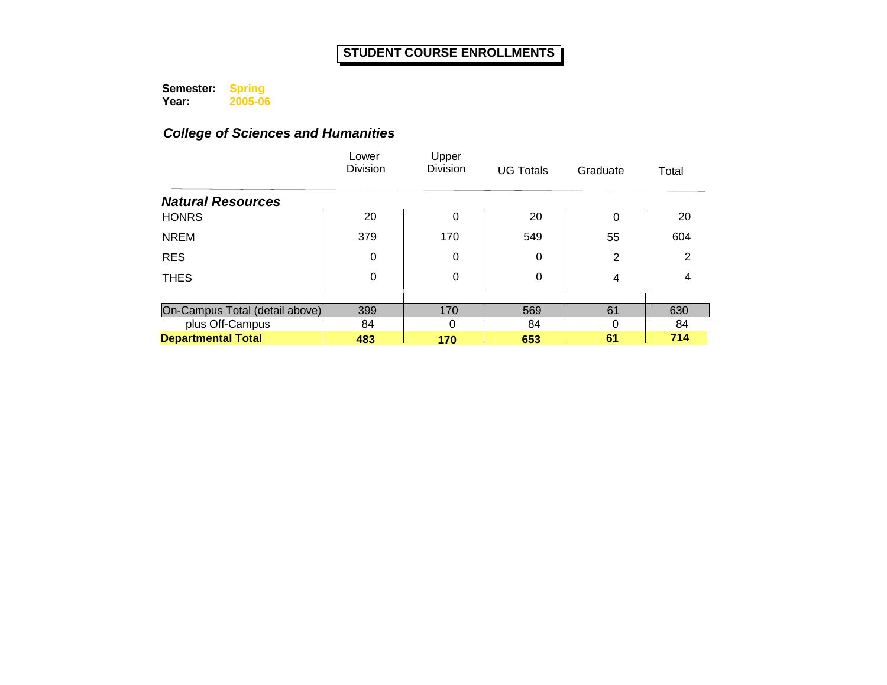# STUDENT COURSE ENROLLMENTS

**Semester:** **Spring**
**Year:** **2005-06**

## *College of Sciences and Humanities*

| | Lower Division | Upper Division | UG Totals | Graduate | Total |
|---|---|---|---|---|---|
| ***Natural Resources*** | | | | | |
| HONRS | 20 | 0 | 20 | 0 | 20 |
| NREM | 379 | 170 | 549 | 55 | 604 |
| RES | 0 | 0 | 0 | 2 | 2 |
| THES | 0 | 0 | 0 | 4 | 4 |
| On-Campus Total (detail above) | 399 | 170 | 569 | 61 | 630 |
| plus Off-Campus | 84 | 0 | 84 | 0 | 84 |
| **Departmental Total** | **483** | **170** | **653** | **61** | **714** |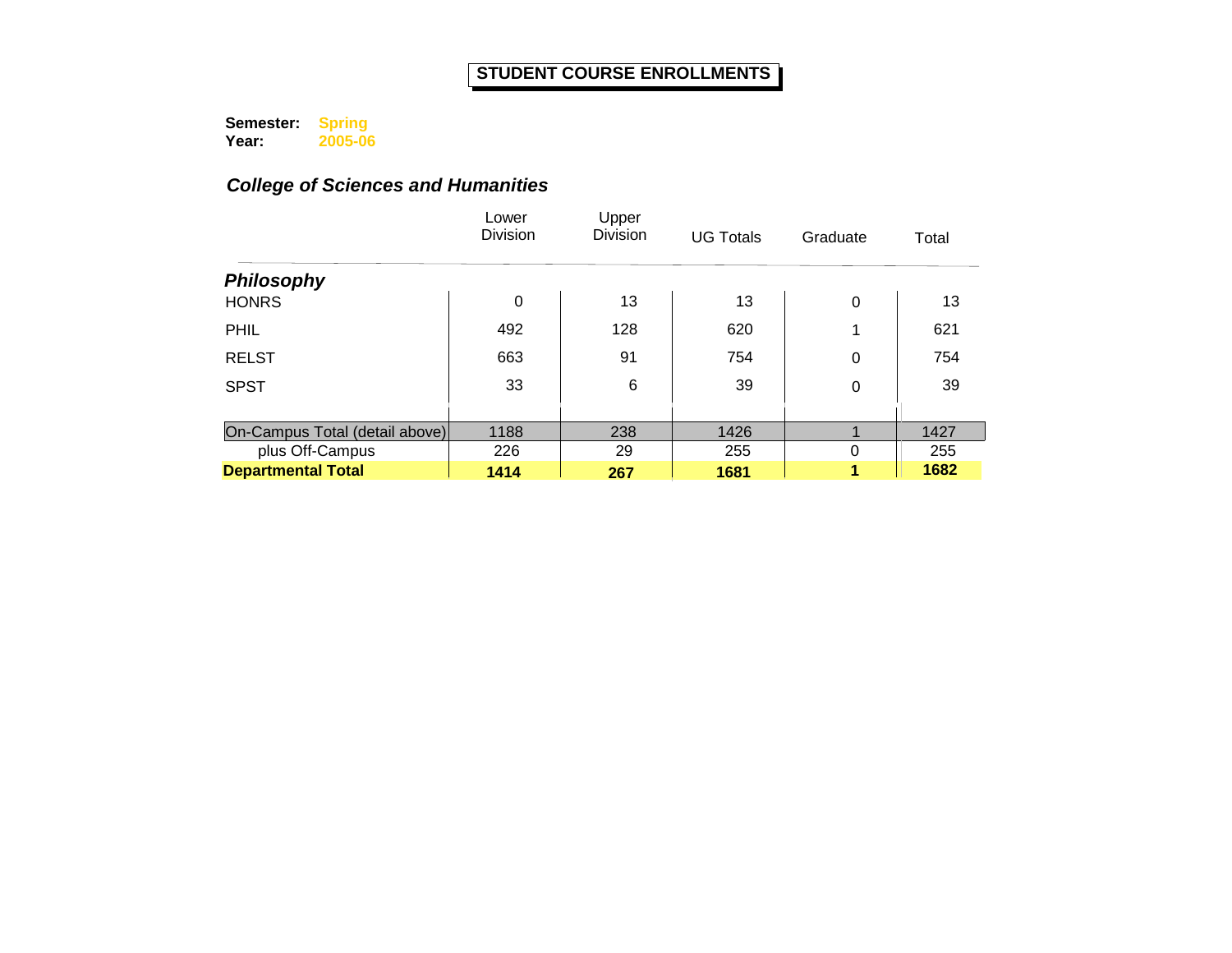# STUDENT COURSE ENROLLMENTS

**Semester:** **Spring**
**Year:** **2005-06**

## *College of Sciences and Humanities*

| | Lower Division | Upper Division | UG Totals | Graduate | Total |
|---|---|---|---|---|---|
| ***Philosophy*** | | | | | |
| HONRS | 0 | 13 | 13 | 0 | 13 |
| PHIL | 492 | 128 | 620 | 1 | 621 |
| RELST | 663 | 91 | 754 | 0 | 754 |
| SPST | 33 | 6 | 39 | 0 | 39 |
| On-Campus Total (detail above) | 1188 | 238 | 1426 | 1 | 1427 |
| plus Off-Campus | 226 | 29 | 255 | 0 | 255 |
| **Departmental Total** | **1414** | **267** | **1681** | **1** | **1682** |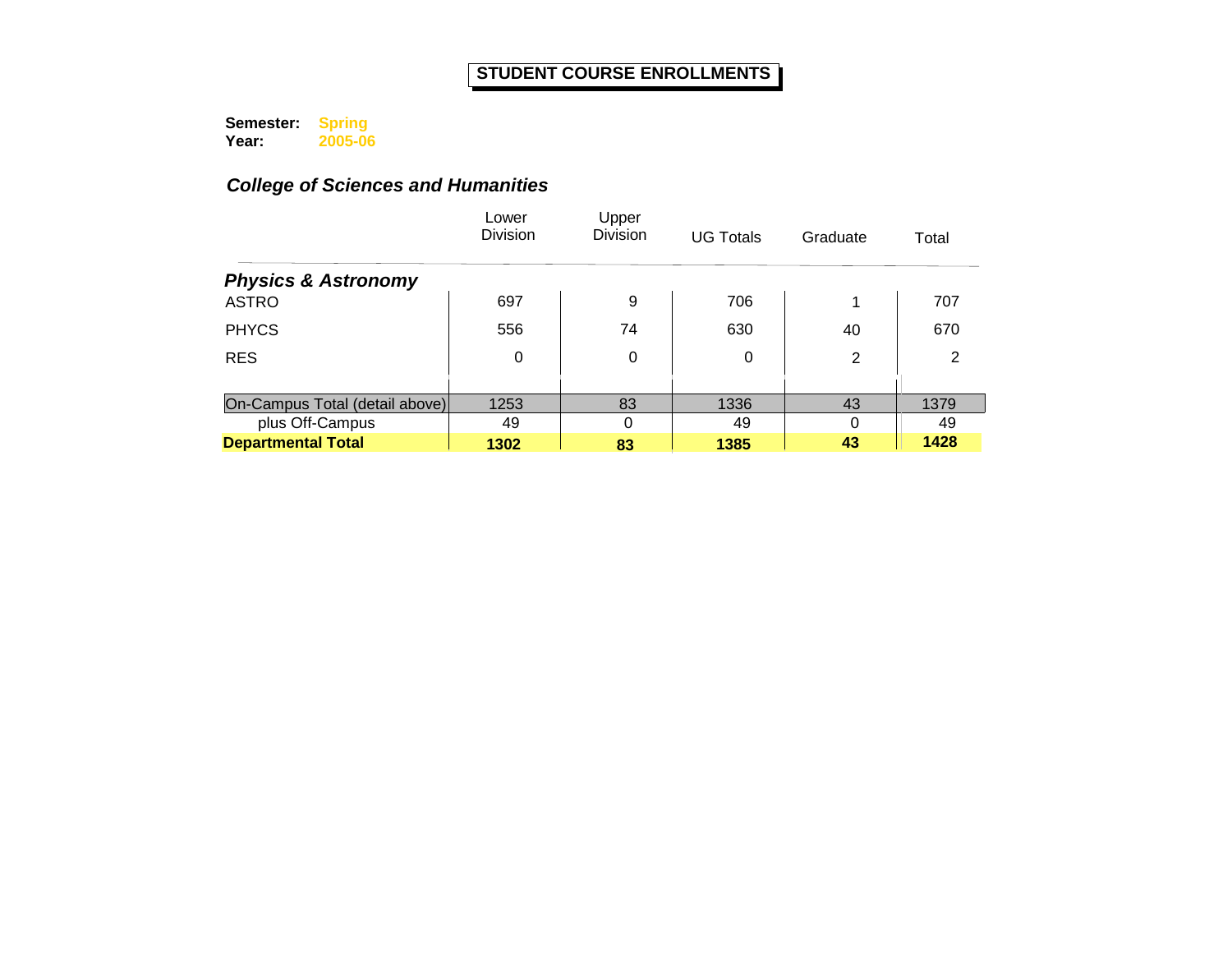# STUDENT COURSE ENROLLMENTS

**Semester:** Spring
**Year:** 2005-06

## *College of Sciences and Humanities*

| | Lower Division | Upper Division | UG Totals | Graduate | Total |
|---|---|---|---|---|---|
| ***Physics & Astronomy*** | | | | | |
| ASTRO | 697 | 9 | 706 | 1 | 707 |
| PHYCS | 556 | 74 | 630 | 40 | 670 |
| RES | 0 | 0 | 0 | 2 | 2 |
| On-Campus Total (detail above) | 1253 | 83 | 1336 | 43 | 1379 |
| plus Off-Campus | 49 | 0 | 49 | 0 | 49 |
| **Departmental Total** | **1302** | **83** | **1385** | **43** | **1428** |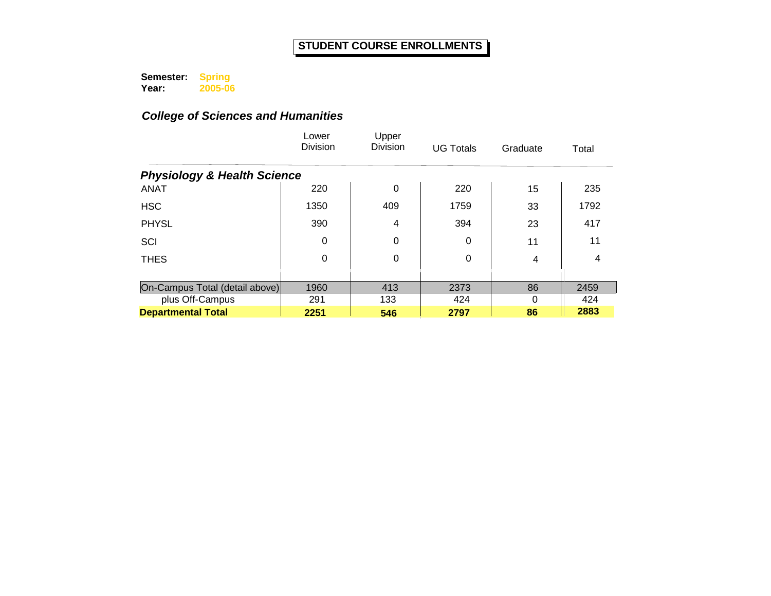# STUDENT COURSE ENROLLMENTS

**Semester:** Spring
**Year:** 2005-06

### *College of Sciences and Humanities*

| | Lower Division | Upper Division | UG Totals | Graduate | Total |
|---|---|---|---|---|---|
| ***Physiology & Health Science*** | | | | | |
| ANAT | 220 | 0 | 220 | 15 | 235 |
| HSC | 1350 | 409 | 1759 | 33 | 1792 |
| PHYSL | 390 | 4 | 394 | 23 | 417 |
| SCI | 0 | 0 | 0 | 11 | 11 |
| THES | 0 | 0 | 0 | 4 | 4 |
| On-Campus Total (detail above) | 1960 | 413 | 2373 | 86 | 2459 |
| plus Off-Campus | 291 | 133 | 424 | 0 | 424 |
| **Departmental Total** | **2251** | **546** | **2797** | **86** | **2883** |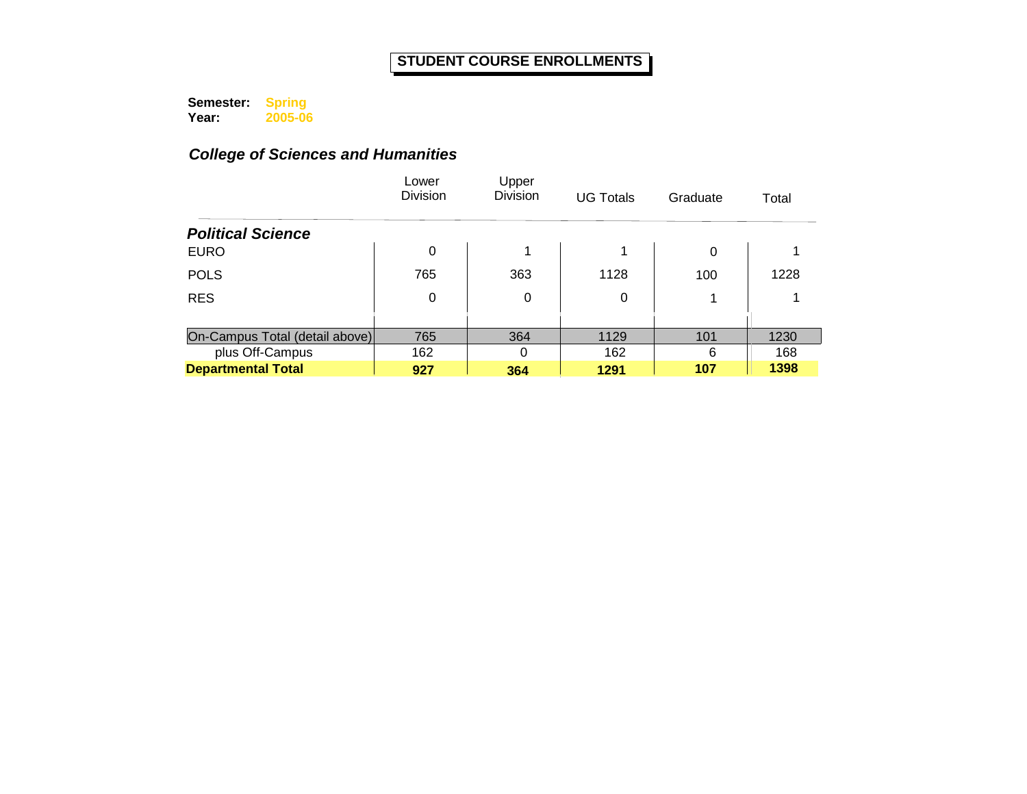# STUDENT COURSE ENROLLMENTS

**Semester:** Spring
**Year:** 2005-06

### *College of Sciences and Humanities*

| | Lower Division | Upper Division | UG Totals | Graduate | Total |
|---|---|---|---|---|---|
| ***Political Science*** | | | | | |
| EURO | 0 | 1 | 1 | 0 | 1 |
| POLS | 765 | 363 | 1128 | 100 | 1228 |
| RES | 0 | 0 | 0 | 1 | 1 |
| On-Campus Total (detail above) | 765 | 364 | 1129 | 101 | 1230 |
| plus Off-Campus | 162 | 0 | 162 | 6 | 168 |
| **Departmental Total** | **927** | **364** | **1291** | **107** | **1398** |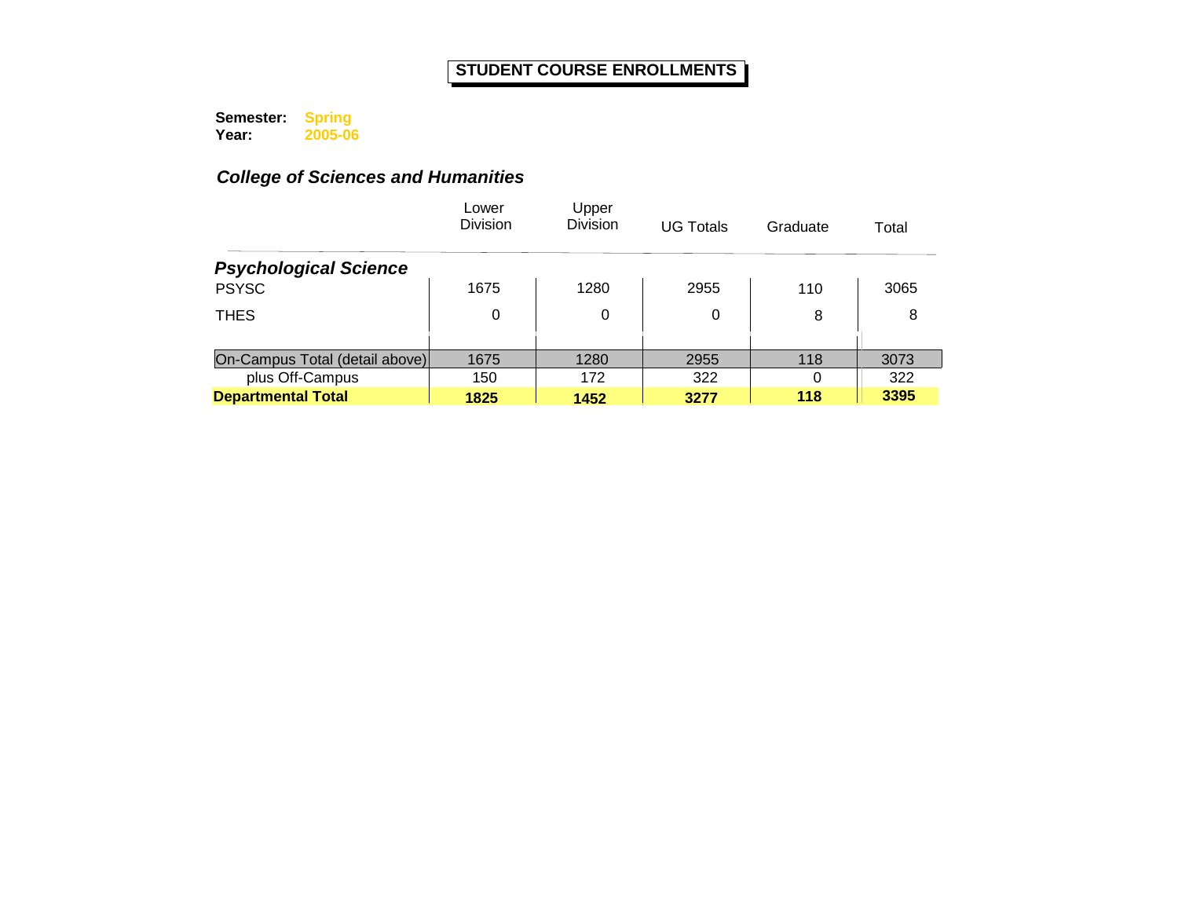# STUDENT COURSE ENROLLMENTS

**Semester:** Spring
**Year:** 2005-06

## *College of Sciences and Humanities*

| | Lower Division | Upper Division | UG Totals | Graduate | Total |
|---|---|---|---|---|---|
| ***Psychological Science*** | | | | | |
| PSYSC | 1675 | 1280 | 2955 | 110 | 3065 |
| THES | 0 | 0 | 0 | 8 | 8 |
| On-Campus Total (detail above) | 1675 | 1280 | 2955 | 118 | 3073 |
| plus Off-Campus | 150 | 172 | 322 | 0 | 322 |
| **Departmental Total** | **1825** | **1452** | **3277** | **118** | **3395** |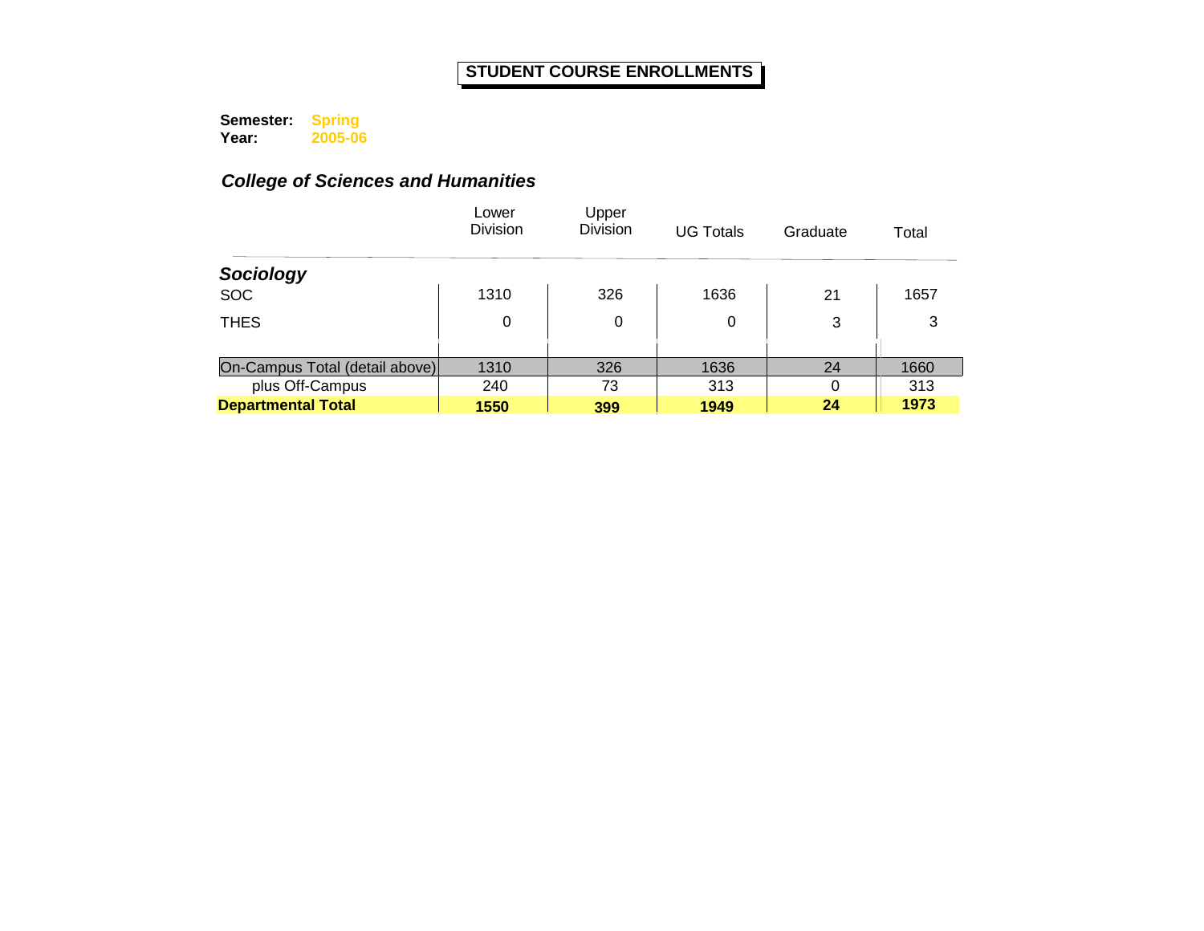# STUDENT COURSE ENROLLMENTS

**Semester:** **Spring**
**Year:** **2005-06**

## *College of Sciences and Humanities*

| | Lower Division | Upper Division | UG Totals | Graduate | Total |
|---|---|---|---|---|---|
| ***Sociology*** | | | | | |
| SOC | 1310 | 326 | 1636 | 21 | 1657 |
| THES | 0 | 0 | 0 | 3 | 3 |
| On-Campus Total (detail above) | 1310 | 326 | 1636 | 24 | 1660 |
| plus Off-Campus | 240 | 73 | 313 | 0 | 313 |
| **Departmental Total** | **1550** | **399** | **1949** | **24** | **1973** |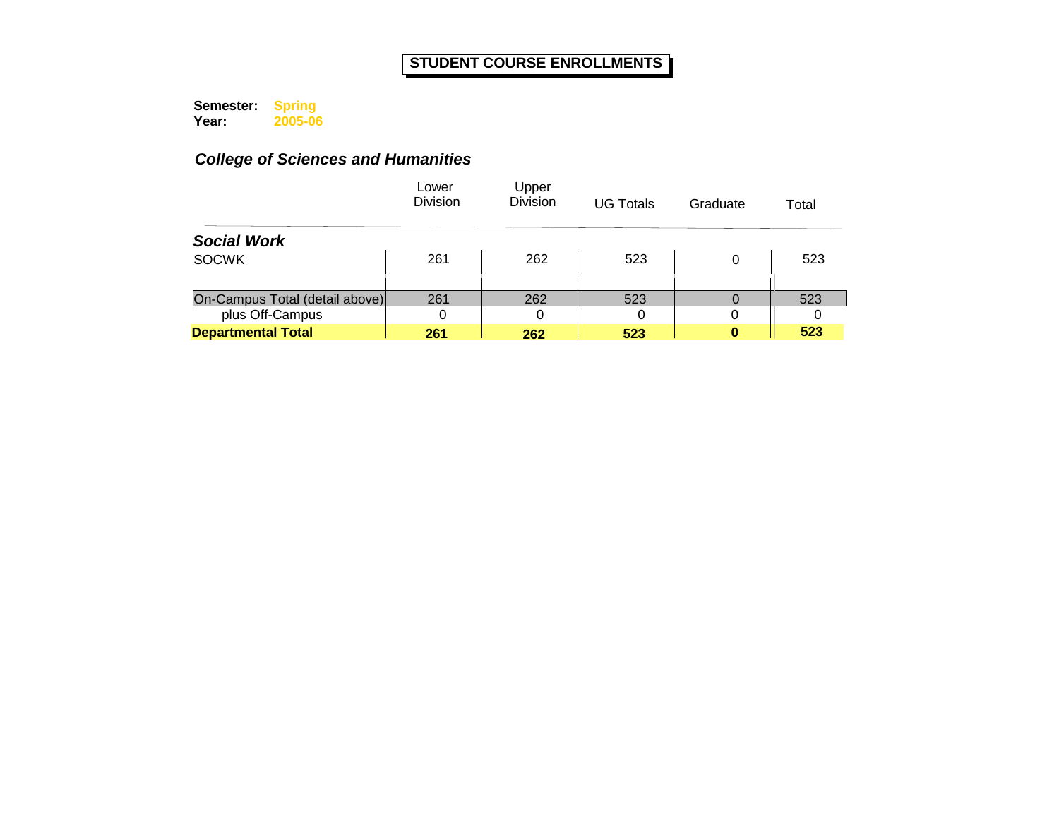# STUDENT COURSE ENROLLMENTS

**Semester:** Spring
**Year:** 2005-06

## *College of Sciences and Humanities*

| | Lower Division | Upper Division | UG Totals | Graduate | Total |
|---|---|---|---|---|---|
| ***Social Work*** | | | | | |
| SOCWK | 261 | 262 | 523 | 0 | 523 |
| On-Campus Total (detail above) | 261 | 262 | 523 | 0 | 523 |
| plus Off-Campus | 0 | 0 | 0 | 0 | 0 |
| **Departmental Total** | **261** | **262** | **523** | **0** | **523** |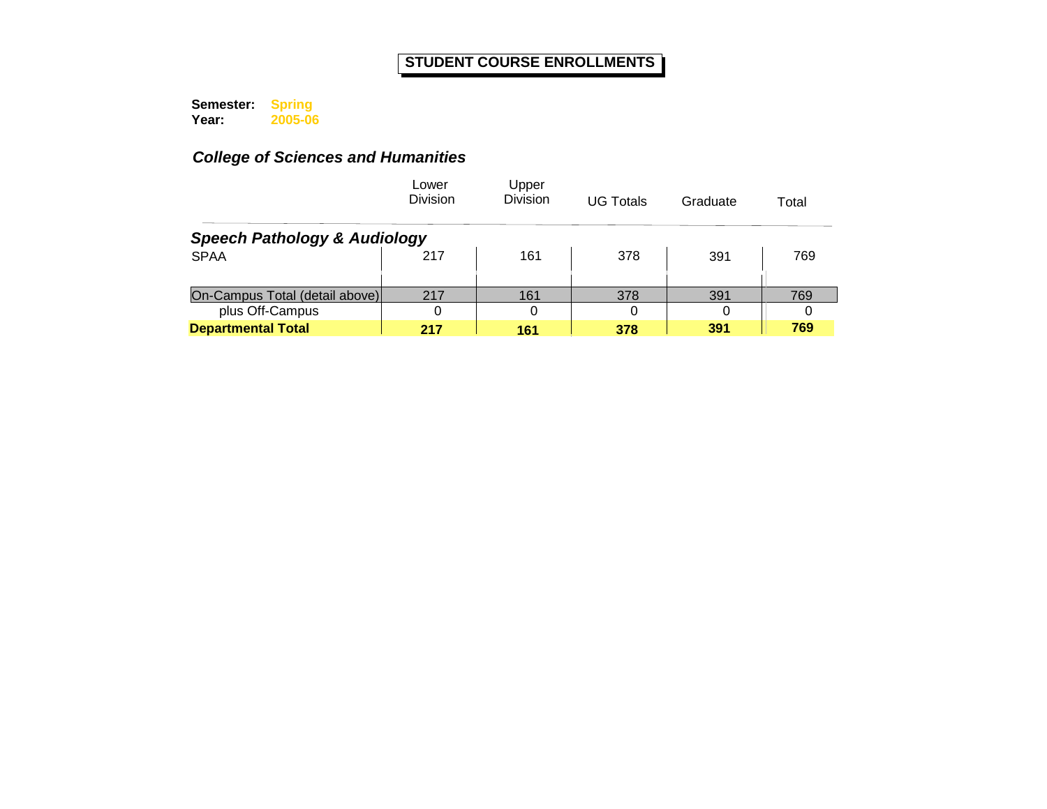# STUDENT COURSE ENROLLMENTS

**Semester:** Spring
**Year:** 2005-06

## *College of Sciences and Humanities*

| | Lower Division | Upper Division | UG Totals | Graduate | Total |
|---|---|---|---|---|---|
| ***Speech Pathology & Audiology*** | | | | | |
| SPAA | 217 | 161 | 378 | 391 | 769 |
| On-Campus Total (detail above) | 217 | 161 | 378 | 391 | 769 |
| plus Off-Campus | 0 | 0 | 0 | 0 | 0 |
| **Departmental Total** | **217** | **161** | **378** | **391** | **769** |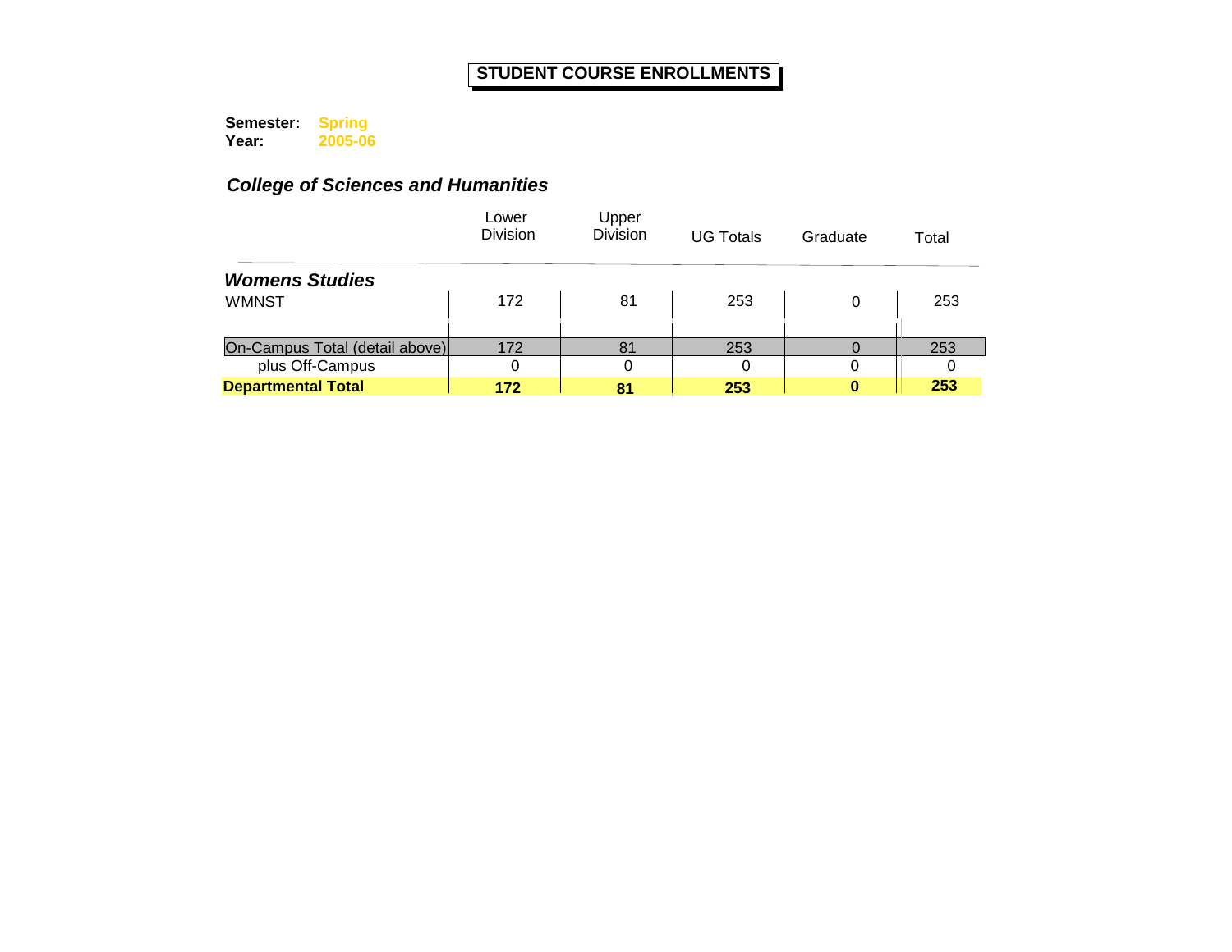# STUDENT COURSE ENROLLMENTS

**Semester:** **Spring**
**Year:** **2005-06**

## *College of Sciences and Humanities*

| | Lower Division | Upper Division | UG Totals | Graduate | Total |
|---|---|---|---|---|---|
| ***Womens Studies*** | | | | | |
| WMNST | 172 | 81 | 253 | 0 | 253 |
| On-Campus Total (detail above) | 172 | 81 | 253 | 0 | 253 |
| plus Off-Campus | 0 | 0 | 0 | 0 | 0 |
| **Departmental Total** | **172** | **81** | **253** | **0** | **253** |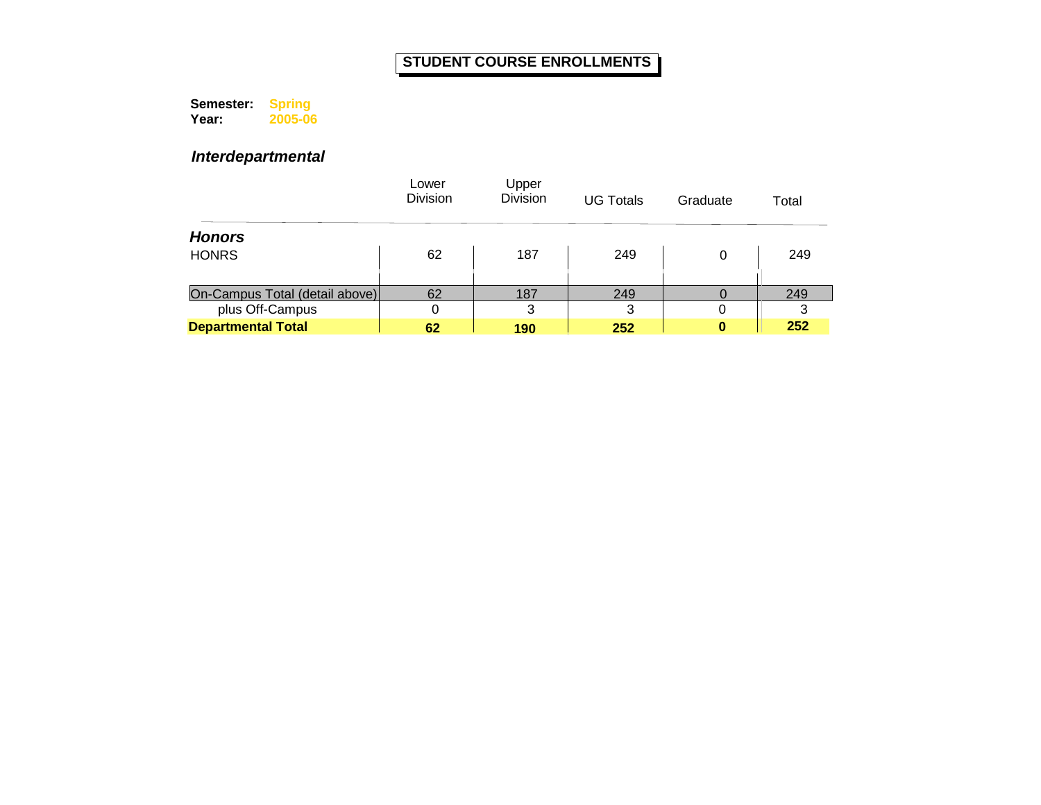# STUDENT COURSE ENROLLMENTS

**Semester:** **Spring**
**Year:** **2005-06**

## *Interdepartmental*

| | Lower Division | Upper Division | UG Totals | Graduate | Total |
|---|---|---|---|---|---|
| ***Honors*** | | | | | |
| HONRS | 62 | 187 | 249 | 0 | 249 |
| On-Campus Total (detail above) | 62 | 187 | 249 | 0 | 249 |
| plus Off-Campus | 0 | 3 | 3 | 0 | 3 |
| **Departmental Total** | **62** | **190** | **252** | **0** | **252** |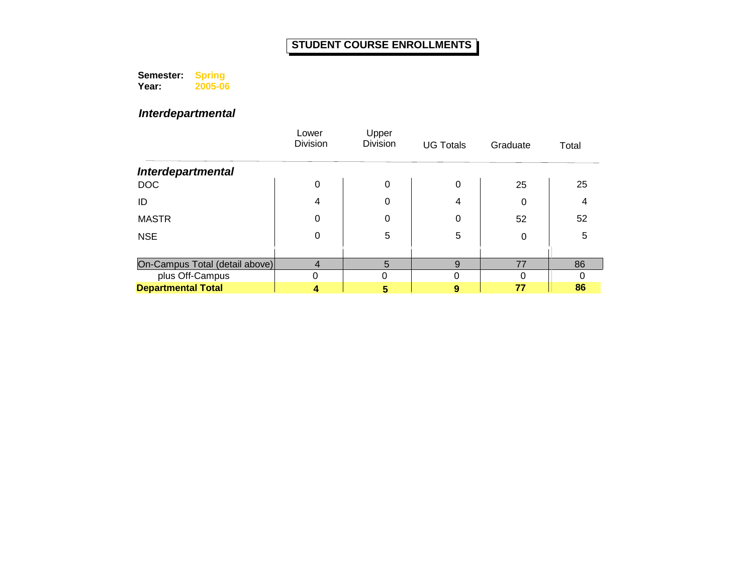# STUDENT COURSE ENROLLMENTS

**Semester:** **Spring**
**Year:** **2005-06**

## *Interdepartmental*

| | Lower Division | Upper Division | UG Totals | Graduate | Total |
|---|---|---|---|---|---|
| ***Interdepartmental*** | | | | | |
| DOC | 0 | 0 | 0 | 25 | 25 |
| ID | 4 | 0 | 4 | 0 | 4 |
| MASTR | 0 | 0 | 0 | 52 | 52 |
| NSE | 0 | 5 | 5 | 0 | 5 |
| On-Campus Total (detail above) | 4 | 5 | 9 | 77 | 86 |
| plus Off-Campus | 0 | 0 | 0 | 0 | 0 |
| **Departmental Total** | **4** | **5** | **9** | **77** | **86** |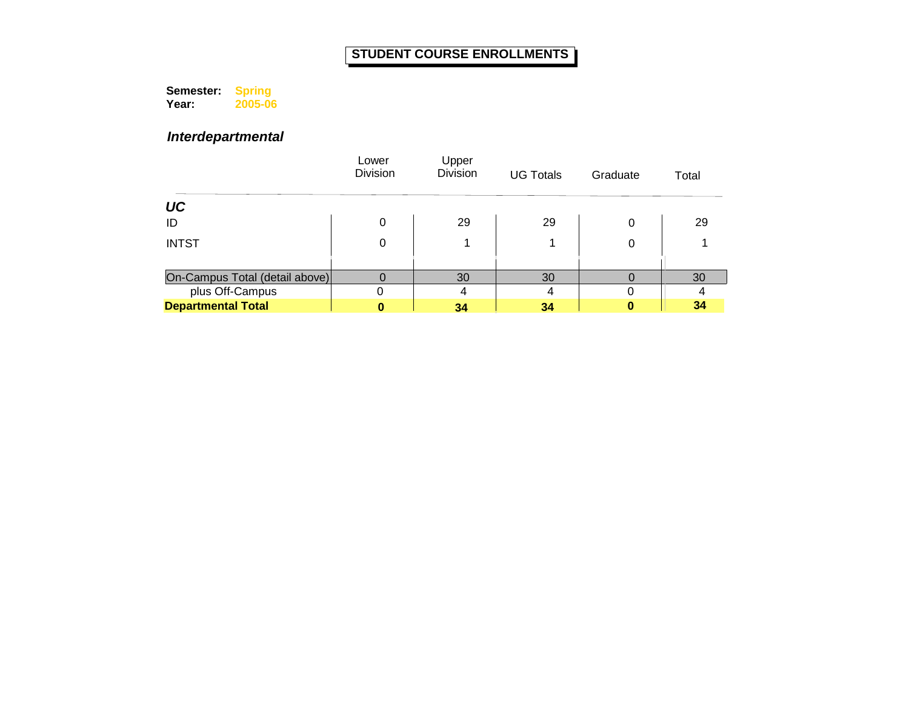# STUDENT COURSE ENROLLMENTS

**Semester:** Spring
**Year:** 2005-06

## *Interdepartmental*

| | Lower Division | Upper Division | UG Totals | Graduate | Total |
|---|---|---|---|---|---|
| ***UC*** | | | | | |
| ID | 0 | 29 | 29 | 0 | 29 |
| INTST | 0 | 1 | 1 | 0 | 1 |
| On-Campus Total (detail above) | 0 | 30 | 30 | 0 | 30 |
| plus Off-Campus | 0 | 4 | 4 | 0 | 4 |
| **Departmental Total** | **0** | **34** | **34** | **0** | **34** |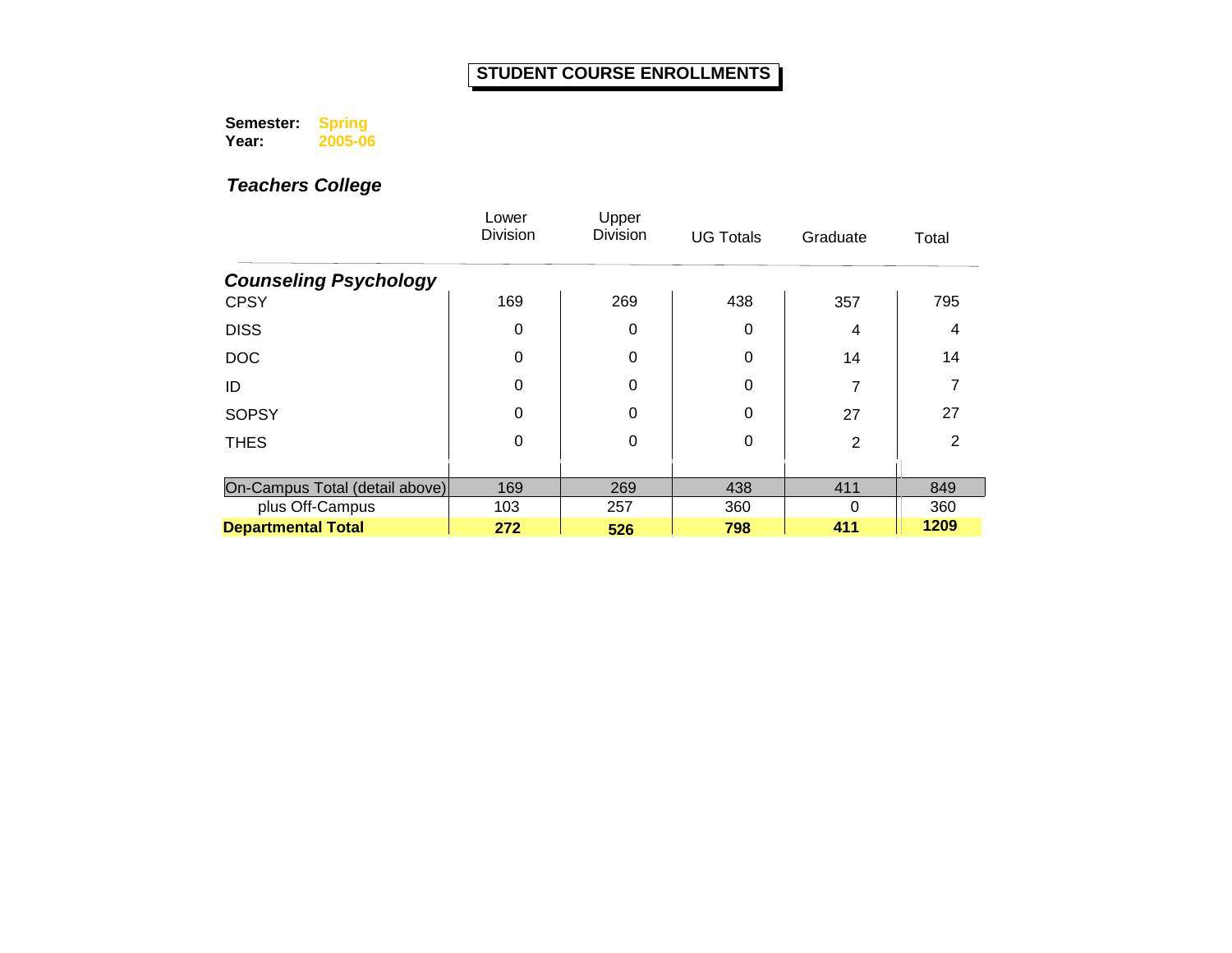# STUDENT COURSE ENROLLMENTS

**Semester:** Spring
**Year:** 2005-06

## *Teachers College*

| | Lower Division | Upper Division | UG Totals | Graduate | Total |
|---|---|---|---|---|---|
| ***Counseling Psychology*** | | | | | |
| CPSY | 169 | 269 | 438 | 357 | 795 |
| DISS | 0 | 0 | 0 | 4 | 4 |
| DOC | 0 | 0 | 0 | 14 | 14 |
| ID | 0 | 0 | 0 | 7 | 7 |
| SOPSY | 0 | 0 | 0 | 27 | 27 |
| THES | 0 | 0 | 0 | 2 | 2 |
| On-Campus Total (detail above) | 169 | 269 | 438 | 411 | 849 |
| plus Off-Campus | 103 | 257 | 360 | 0 | 360 |
| **Departmental Total** | **272** | **526** | **798** | **411** | **1209** |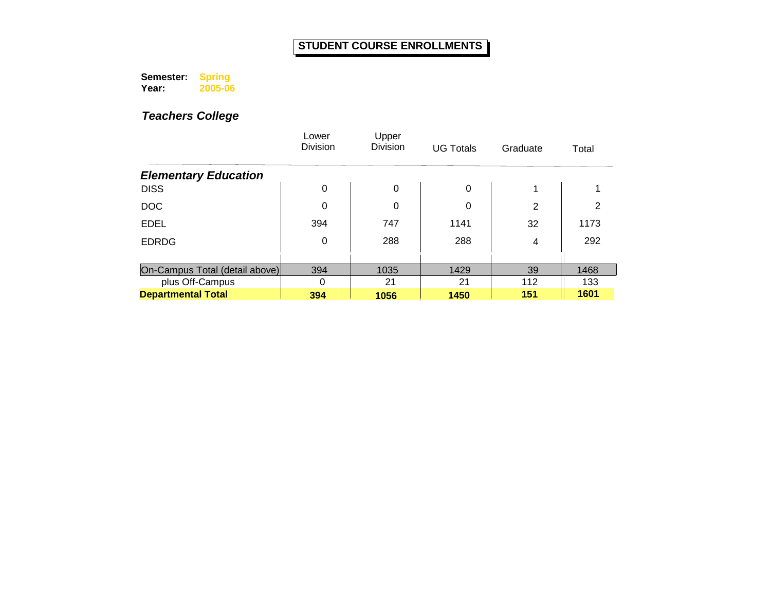# STUDENT COURSE ENROLLMENTS

**Semester:** **Spring**
**Year:** **2005-06**

## *Teachers College*

| | Lower Division | Upper Division | UG Totals | Graduate | Total |
|---|---|---|---|---|---|
| ***Elementary Education*** | | | | | |
| DISS | 0 | 0 | 0 | 1 | 1 |
| DOC | 0 | 0 | 0 | 2 | 2 |
| EDEL | 394 | 747 | 1141 | 32 | 1173 |
| EDRDG | 0 | 288 | 288 | 4 | 292 |
| On-Campus Total (detail above) | 394 | 1035 | 1429 | 39 | 1468 |
| plus Off-Campus | 0 | 21 | 21 | 112 | 133 |
| **Departmental Total** | **394** | **1056** | **1450** | **151** | **1601** |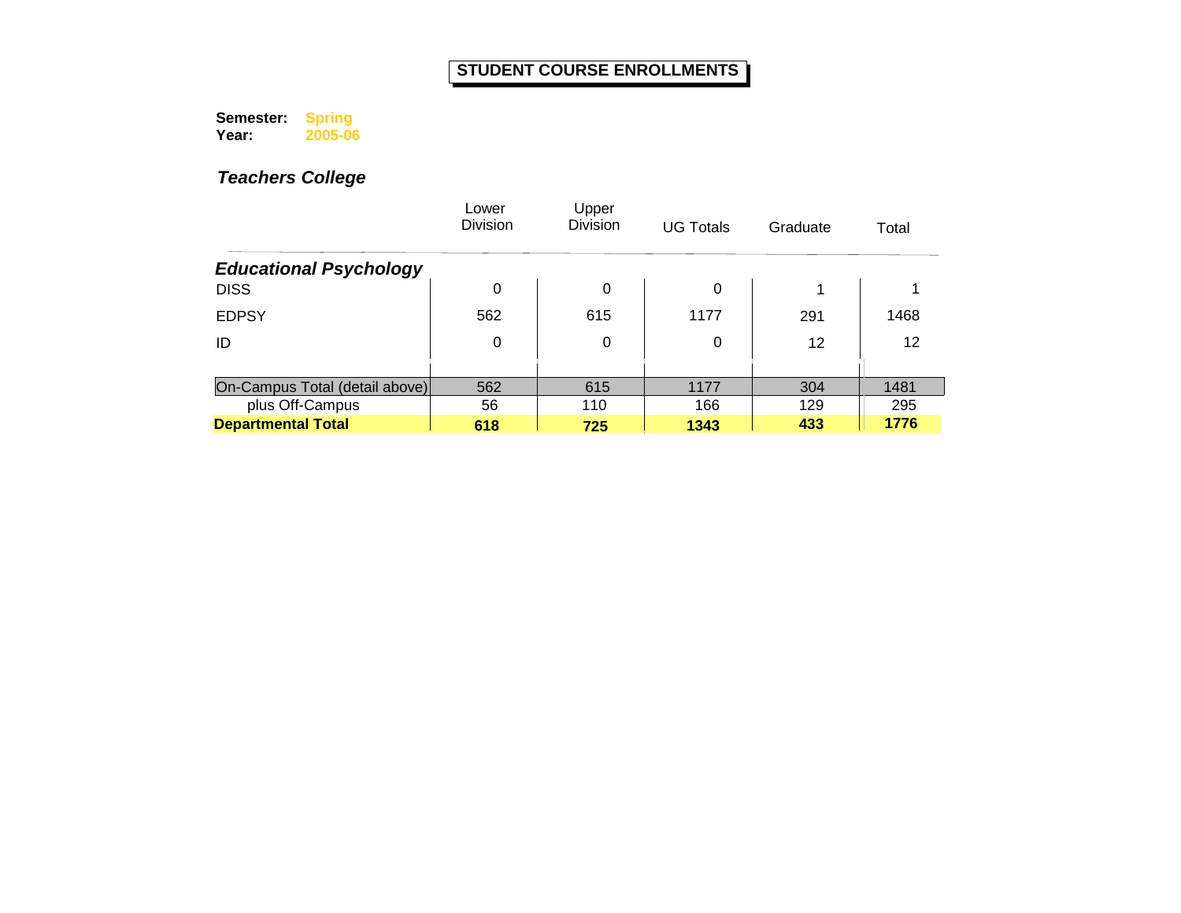# STUDENT COURSE ENROLLMENTS

**Semester:** **Spring**
**Year:** **2005-06**

## *Teachers College*

| | Lower Division | Upper Division | UG Totals | Graduate | Total |
|---|---|---|---|---|---|
| ***Educational Psychology*** | | | | | |
| DISS | 0 | 0 | 0 | 1 | 1 |
| EDPSY | 562 | 615 | 1177 | 291 | 1468 |
| ID | 0 | 0 | 0 | 12 | 12 |
| On-Campus Total (detail above) | 562 | 615 | 1177 | 304 | 1481 |
| plus Off-Campus | 56 | 110 | 166 | 129 | 295 |
| **Departmental Total** | **618** | **725** | **1343** | **433** | **1776** |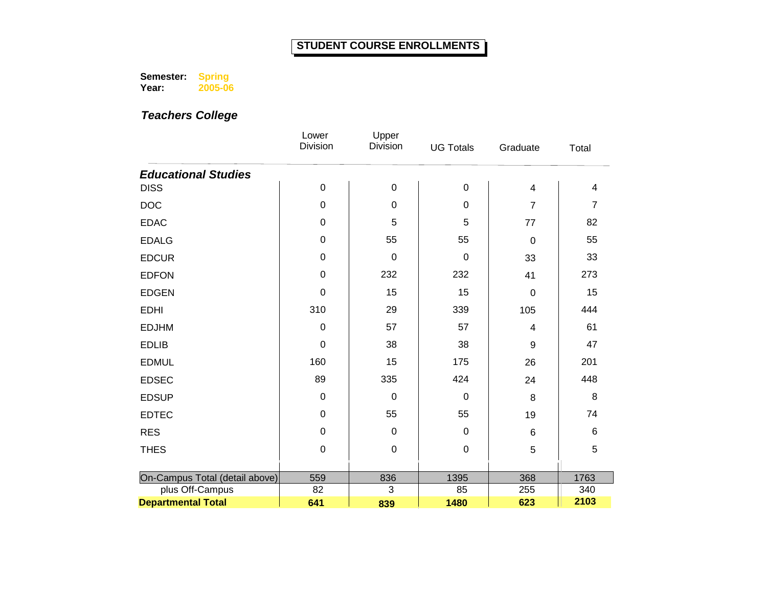# STUDENT COURSE ENROLLMENTS

**Semester:** Spring
**Year:** 2005-06

## *Teachers College*

| | Lower Division | Upper Division | UG Totals | Graduate | Total |
|---|---|---|---|---|---|
| ***Educational Studies*** | | | | | |
| DISS | 0 | 0 | 0 | 4 | 4 |
| DOC | 0 | 0 | 0 | 7 | 7 |
| EDAC | 0 | 5 | 5 | 77 | 82 |
| EDALG | 0 | 55 | 55 | 0 | 55 |
| EDCUR | 0 | 0 | 0 | 33 | 33 |
| EDFON | 0 | 232 | 232 | 41 | 273 |
| EDGEN | 0 | 15 | 15 | 0 | 15 |
| EDHI | 310 | 29 | 339 | 105 | 444 |
| EDJHM | 0 | 57 | 57 | 4 | 61 |
| EDLIB | 0 | 38 | 38 | 9 | 47 |
| EDMUL | 160 | 15 | 175 | 26 | 201 |
| EDSEC | 89 | 335 | 424 | 24 | 448 |
| EDSUP | 0 | 0 | 0 | 8 | 8 |
| EDTEC | 0 | 55 | 55 | 19 | 74 |
| RES | 0 | 0 | 0 | 6 | 6 |
| THES | 0 | 0 | 0 | 5 | 5 |
| On-Campus Total (detail above) | 559 | 836 | 1395 | 368 | 1763 |
| plus Off-Campus | 82 | 3 | 85 | 255 | 340 |
| **Departmental Total** | **641** | **839** | **1480** | **623** | **2103** |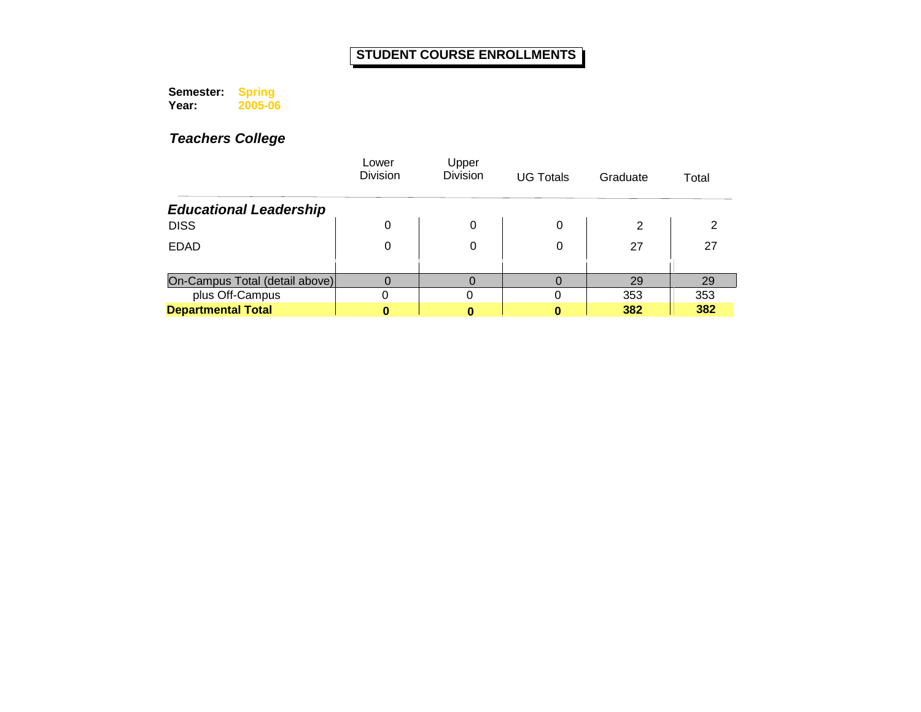# STUDENT COURSE ENROLLMENTS

**Semester:** Spring
**Year:** 2005-06

### *Teachers College*

| | Lower Division | Upper Division | UG Totals | Graduate | Total |
|---|---|---|---|---|---|
| ***Educational Leadership*** | | | | | |
| DISS | 0 | 0 | 0 | 2 | 2 |
| EDAD | 0 | 0 | 0 | 27 | 27 |
| On-Campus Total (detail above) | 0 | 0 | 0 | 29 | 29 |
| plus Off-Campus | 0 | 0 | 0 | 353 | 353 |
| **Departmental Total** | **0** | **0** | **0** | **382** | **382** |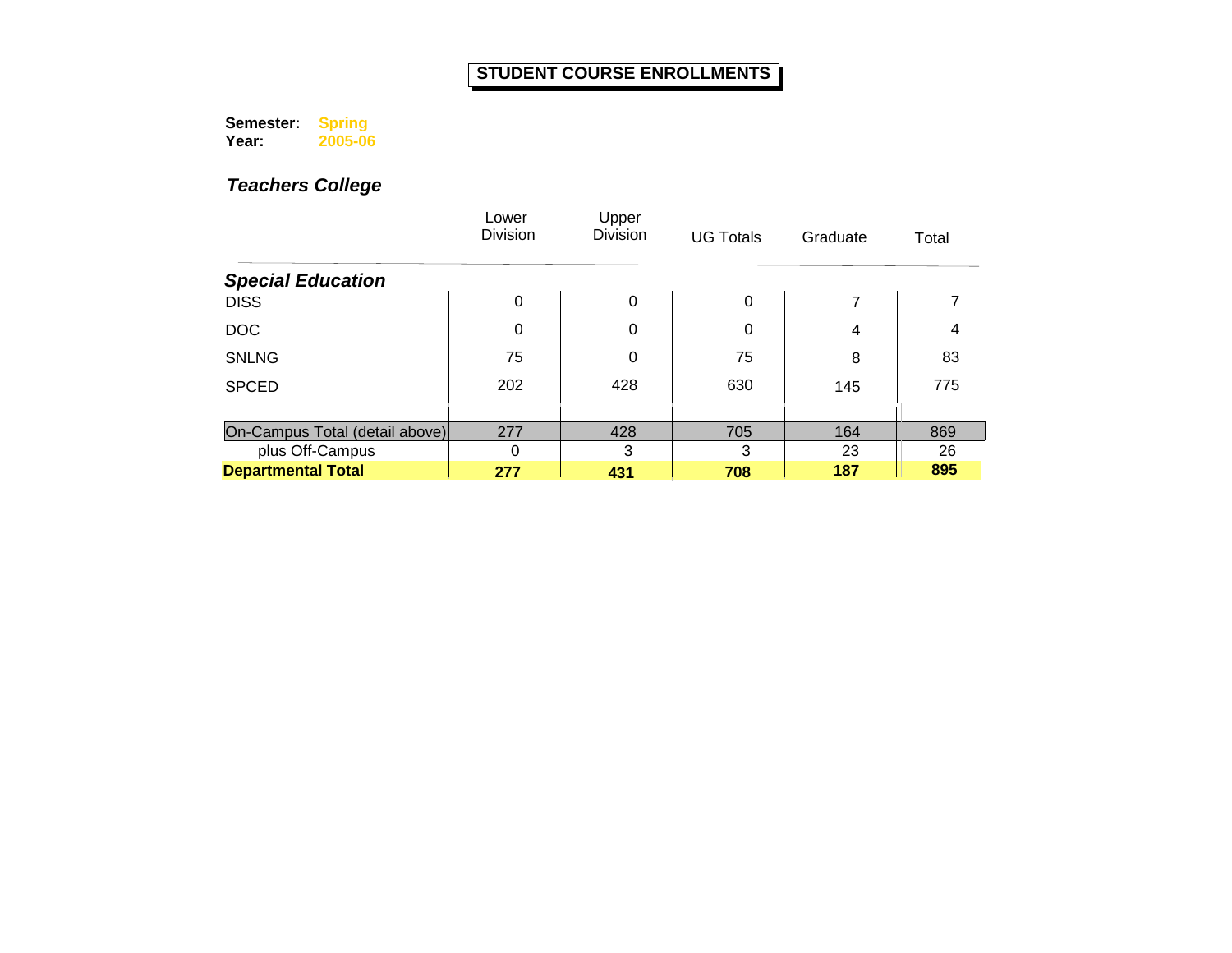# STUDENT COURSE ENROLLMENTS

**Semester:** **Spring**
**Year:** **2005-06**

## *Teachers College*

| | Lower Division | Upper Division | UG Totals | Graduate | Total |
|---|---|---|---|---|---|
| ***Special Education*** | | | | | |
| DISS | 0 | 0 | 0 | 7 | 7 |
| DOC | 0 | 0 | 0 | 4 | 4 |
| SNLNG | 75 | 0 | 75 | 8 | 83 |
| SPCED | 202 | 428 | 630 | 145 | 775 |
| On-Campus Total (detail above) | 277 | 428 | 705 | 164 | 869 |
| plus Off-Campus | 0 | 3 | 3 | 23 | 26 |
| **Departmental Total** | **277** | **431** | **708** | **187** | **895** |